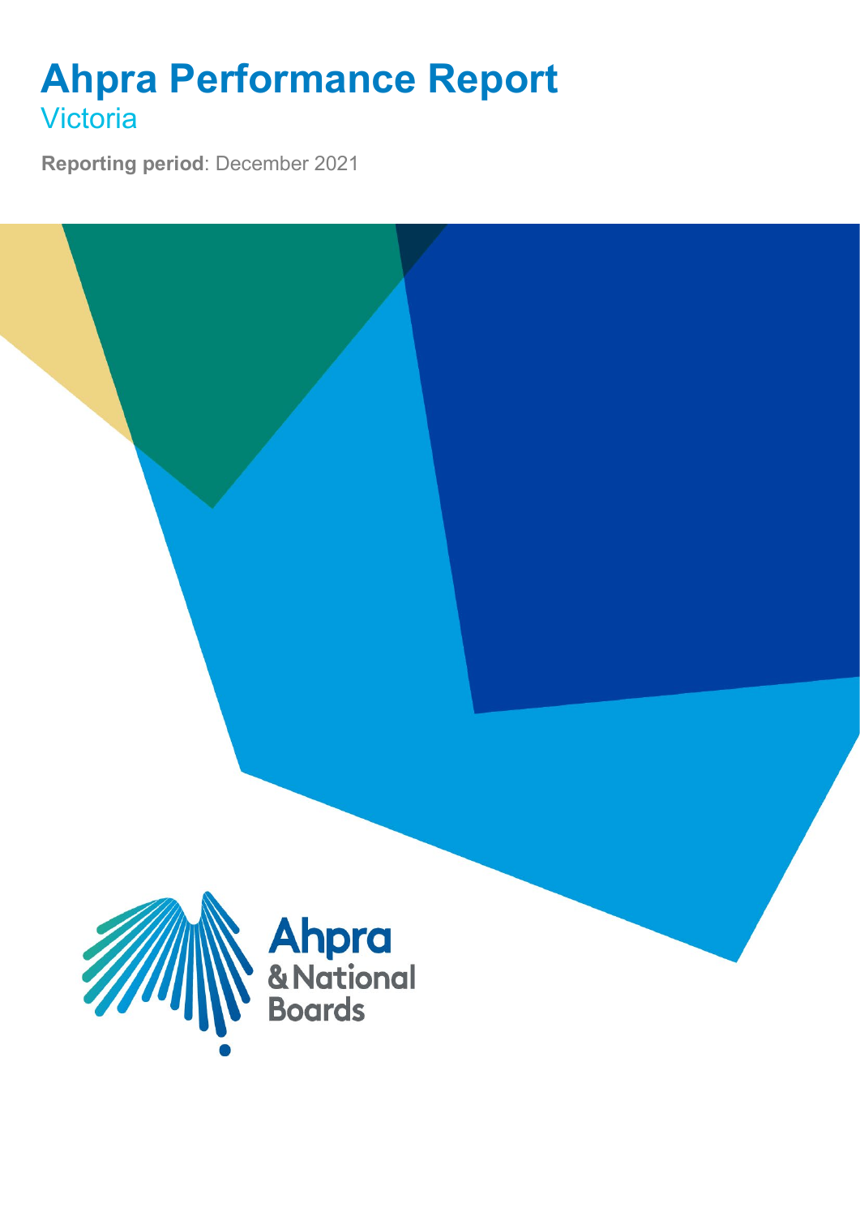# Ahpra Performance Report

## Victoria

**Reporting period**: December 2021

Ahpra
& National
Boards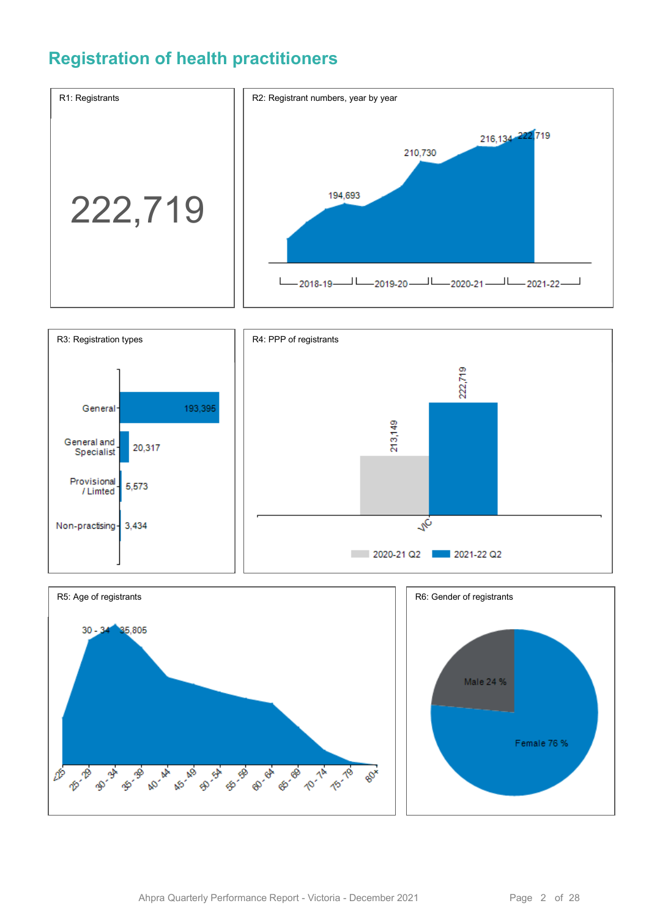# Registration of health practitioners

**R1: Registrants**

222,719

**R2: Registrant numbers, year by year**

194,693
210,730
216,134
222,719

2018-19 | 2019-20 | 2020-21 | 2021-22

**R3: Registration types**

| Type | Number |
| --- | --- |
| General | 193,395 |
| General and Specialist | 20,317 |
| Provisional / Limted | 5,573 |
| Non-practising | 3,434 |

**R4: PPP of registrants**

| | 2020-21 Q2 | 2021-22 Q2 |
| --- | --- | --- |
| VIC | 213,149 | 222,719 |

**R5: Age of registrants**

30 - 34 35,805

<25, 25 - 29, 30 - 34, 35 - 39, 40 - 44, 45 - 49, 50 - 54, 55 - 59, 60 - 64, 65 - 69, 70 - 74, 75 - 79, 80+

**R6: Gender of registrants**

Male 24 %

Female 76 %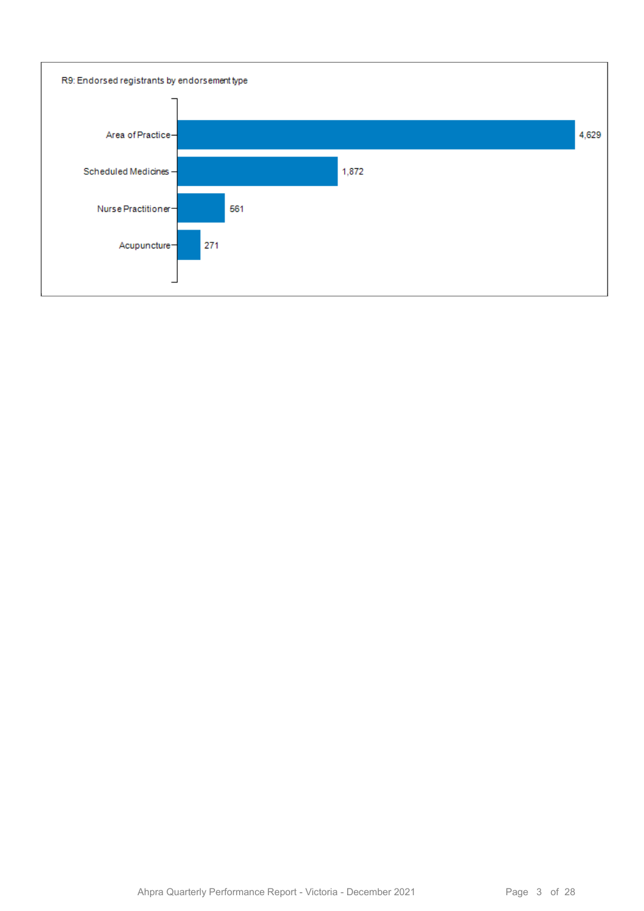R9: Endorsed registrants by endorsement type

| Endorsement type | Registrants |
| --- | --- |
| Area of Practice | 4,629 |
| Scheduled Medicines | 1,872 |
| Nurse Practitioner | 561 |
| Acupuncture | 271 |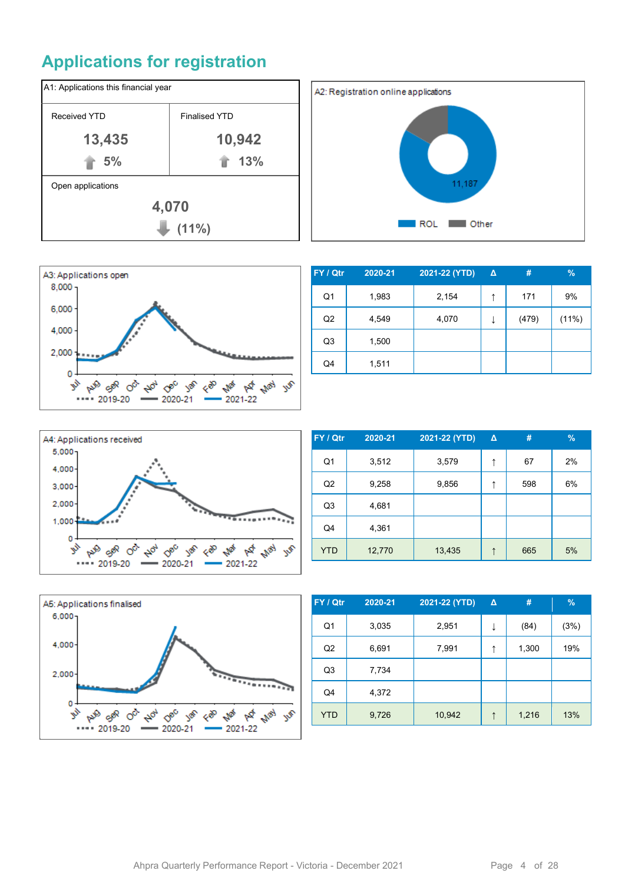# Applications for registration

**A1: Applications this financial year**

| Received YTD | Finalised YTD |
|---|---|
| 13,435 | 10,942 |
| ↑ 5% | ↑ 13% |

Open applications

4,070

↓ (11%)

**A2: Registration online applications**

ROL: 11,187

Legend: ROL, Other

**A3: Applications open**

Legend: 2019-20, 2020-21, 2021-22

| FY / Qtr | 2020-21 | 2021-22 (YTD) | Δ | # | % |
|---|---|---|---|---|---|
| Q1 | 1,983 | 2,154 | ↑ | 171 | 9% |
| Q2 | 4,549 | 4,070 | ↓ | (479) | (11%) |
| Q3 | 1,500 | | | | |
| Q4 | 1,511 | | | | |

**A4: Applications received**

Legend: 2019-20, 2020-21, 2021-22

| FY / Qtr | 2020-21 | 2021-22 (YTD) | Δ | # | % |
|---|---|---|---|---|---|
| Q1 | 3,512 | 3,579 | ↑ | 67 | 2% |
| Q2 | 9,258 | 9,856 | ↑ | 598 | 6% |
| Q3 | 4,681 | | | | |
| Q4 | 4,361 | | | | |
| YTD | 12,770 | 13,435 | ↑ | 665 | 5% |

**A5: Applications finalised**

Legend: 2019-20, 2020-21, 2021-22

| FY / Qtr | 2020-21 | 2021-22 (YTD) | Δ | # | % |
|---|---|---|---|---|---|
| Q1 | 3,035 | 2,951 | ↓ | (84) | (3%) |
| Q2 | 6,691 | 7,991 | ↑ | 1,300 | 19% |
| Q3 | 7,734 | | | | |
| Q4 | 4,372 | | | | |
| YTD | 9,726 | 10,942 | ↑ | 1,216 | 13% |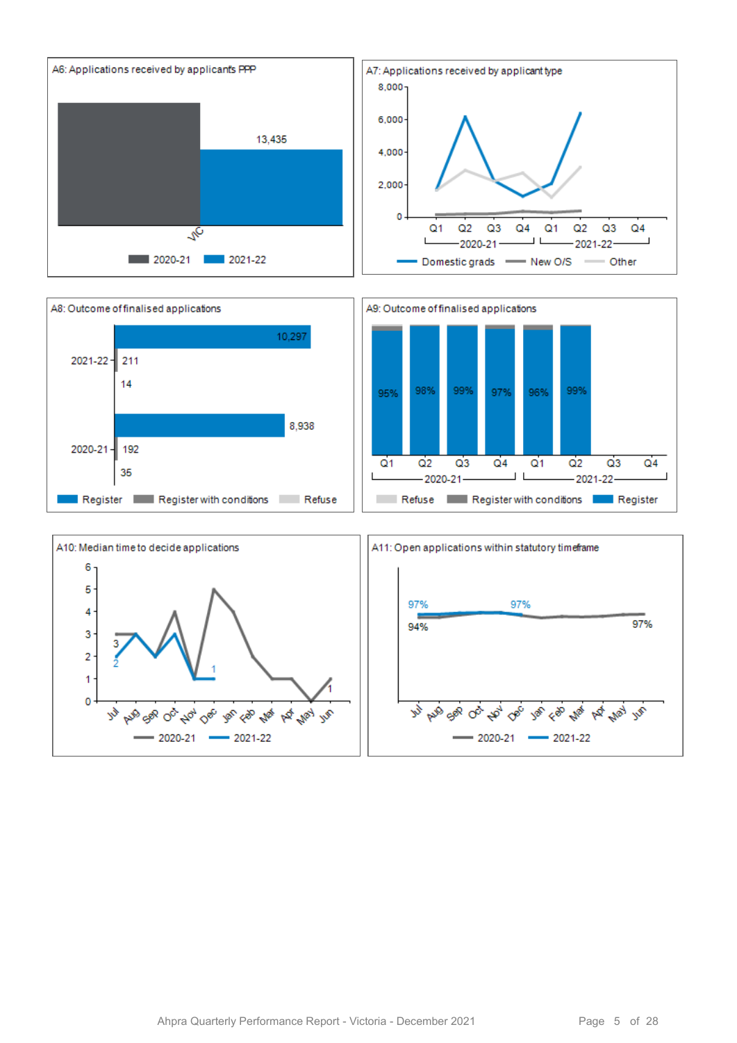A6: Applications received by applicants PPP

VIC

13,435

2020-21 2021-22

A7: Applications received by applicant type

8,000 6,000 4,000 2,000 0

Q1 Q2 Q3 Q4 Q1 Q2 Q3 Q4

2020-21 2021-22

Domestic grads New O/S Other

A8: Outcome of finalised applications

| | Register | Register with conditions | Refuse |
|---|---|---|---|
| 2021-22 | 10,297 | 211 | 14 |
| 2020-21 | 8,938 | 192 | 35 |

A9: Outcome of finalised applications

| | 2020-21 Q1 | 2020-21 Q2 | 2020-21 Q3 | 2020-21 Q4 | 2021-22 Q1 | 2021-22 Q2 | 2021-22 Q3 | 2021-22 Q4 |
|---|---|---|---|---|---|---|---|---|
| Register | 95% | 98% | 99% | 97% | 96% | 99% | | |

Refuse Register with conditions Register

A10: Median time to decide applications

6 5 4 3 2 1 0

Jul Aug Sep Oct Nov Dec Jan Feb Mar Apr May Jun

3 2 1 1

2020-21 2021-22

A11: Open applications within statutory timeframe

97% 94% 97% 97%

Jul Aug Sep Oct Nov Dec Jan Feb Mar Apr May Jun

2020-21 2021-22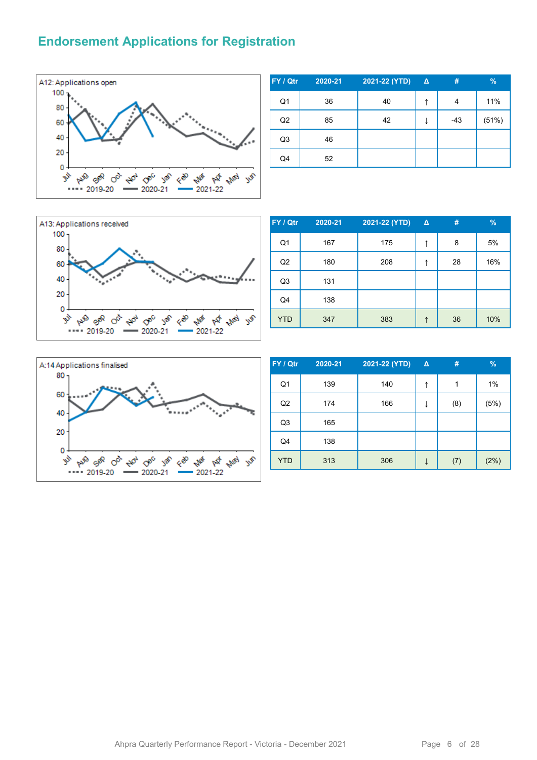## Endorsement Applications for Registration

A12: Applications open

| FY / Qtr | 2020-21 | 2021-22 (YTD) | Δ | # | % |
|---|---|---|---|---|---|
| Q1 | 36 | 40 | ↑ | 4 | 11% |
| Q2 | 85 | 42 | ↓ | -43 | (51%) |
| Q3 | 46 | | | | |
| Q4 | 52 | | | | |

A13: Applications received

| FY / Qtr | 2020-21 | 2021-22 (YTD) | Δ | # | % |
|---|---|---|---|---|---|
| Q1 | 167 | 175 | ↑ | 8 | 5% |
| Q2 | 180 | 208 | ↑ | 28 | 16% |
| Q3 | 131 | | | | |
| Q4 | 138 | | | | |
| YTD | 347 | 383 | ↑ | 36 | 10% |

A:14 Applications finalised

| FY / Qtr | 2020-21 | 2021-22 (YTD) | Δ | # | % |
|---|---|---|---|---|---|
| Q1 | 139 | 140 | ↑ | 1 | 1% |
| Q2 | 174 | 166 | ↓ | (8) | (5%) |
| Q3 | 165 | | | | |
| Q4 | 138 | | | | |
| YTD | 313 | 306 | ↓ | (7) | (2%) |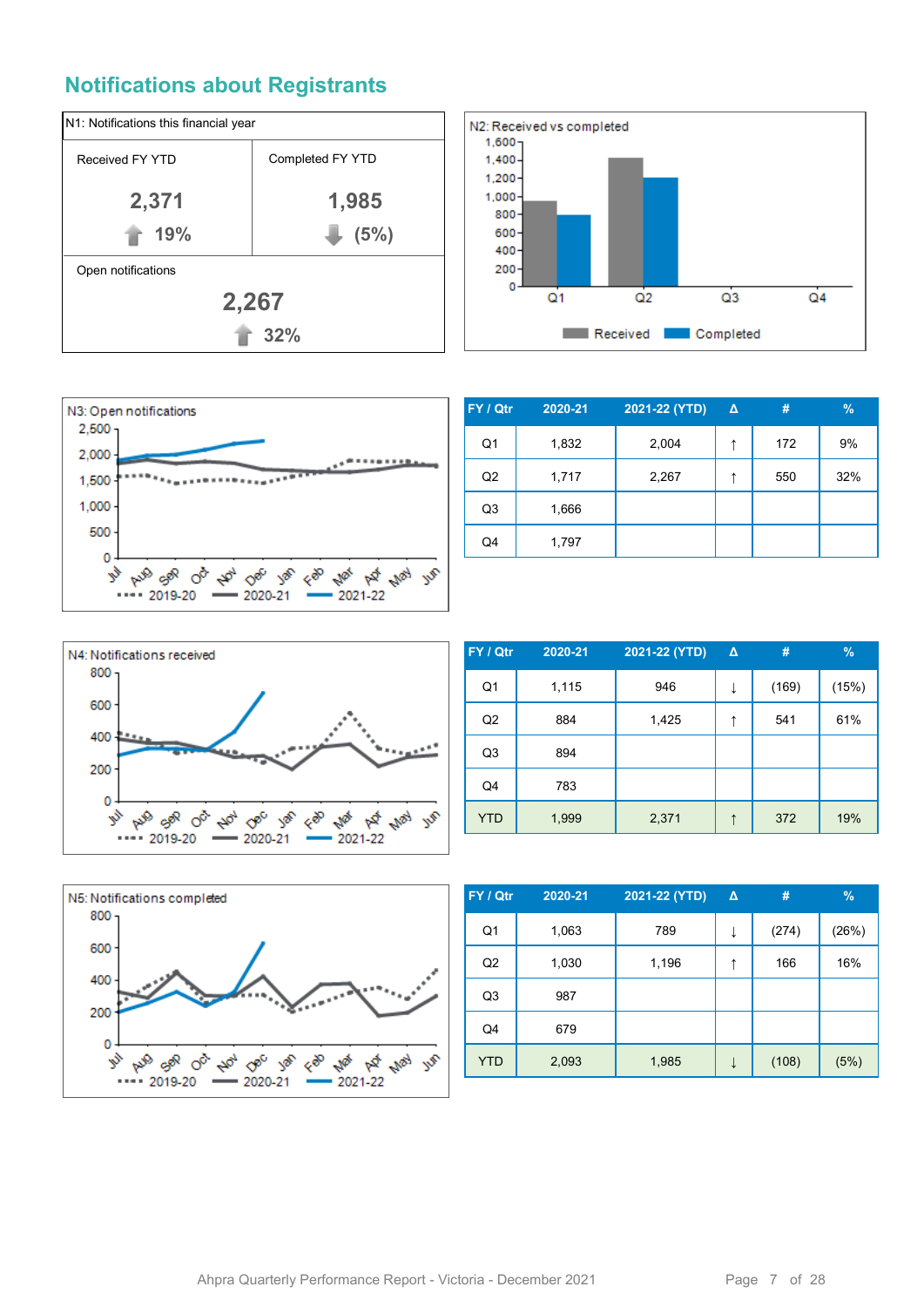## Notifications about Registrants

| N1: Notifications this financial year | |
|---|---|
| Received FY YTD | Completed FY YTD |
| 2,371 | 1,985 |
| ↑ 19% | ↓ (5%) |
| Open notifications | |
| 2,267 | |
| ↑ 32% | |

N2: Received vs completed

N3: Open notifications

| FY / Qtr | 2020-21 | 2021-22 (YTD) | Δ | # | % |
|---|---|---|---|---|---|
| Q1 | 1,832 | 2,004 | ↑ | 172 | 9% |
| Q2 | 1,717 | 2,267 | ↑ | 550 | 32% |
| Q3 | 1,666 | | | | |
| Q4 | 1,797 | | | | |

N4: Notifications received

| FY / Qtr | 2020-21 | 2021-22 (YTD) | Δ | # | % |
|---|---|---|---|---|---|
| Q1 | 1,115 | 946 | ↓ | (169) | (15%) |
| Q2 | 884 | 1,425 | ↑ | 541 | 61% |
| Q3 | 894 | | | | |
| Q4 | 783 | | | | |
| YTD | 1,999 | 2,371 | ↑ | 372 | 19% |

N5: Notifications completed

| FY / Qtr | 2020-21 | 2021-22 (YTD) | Δ | # | % |
|---|---|---|---|---|---|
| Q1 | 1,063 | 789 | ↓ | (274) | (26%) |
| Q2 | 1,030 | 1,196 | ↑ | 166 | 16% |
| Q3 | 987 | | | | |
| Q4 | 679 | | | | |
| YTD | 2,093 | 1,985 | ↓ | (108) | (5%) |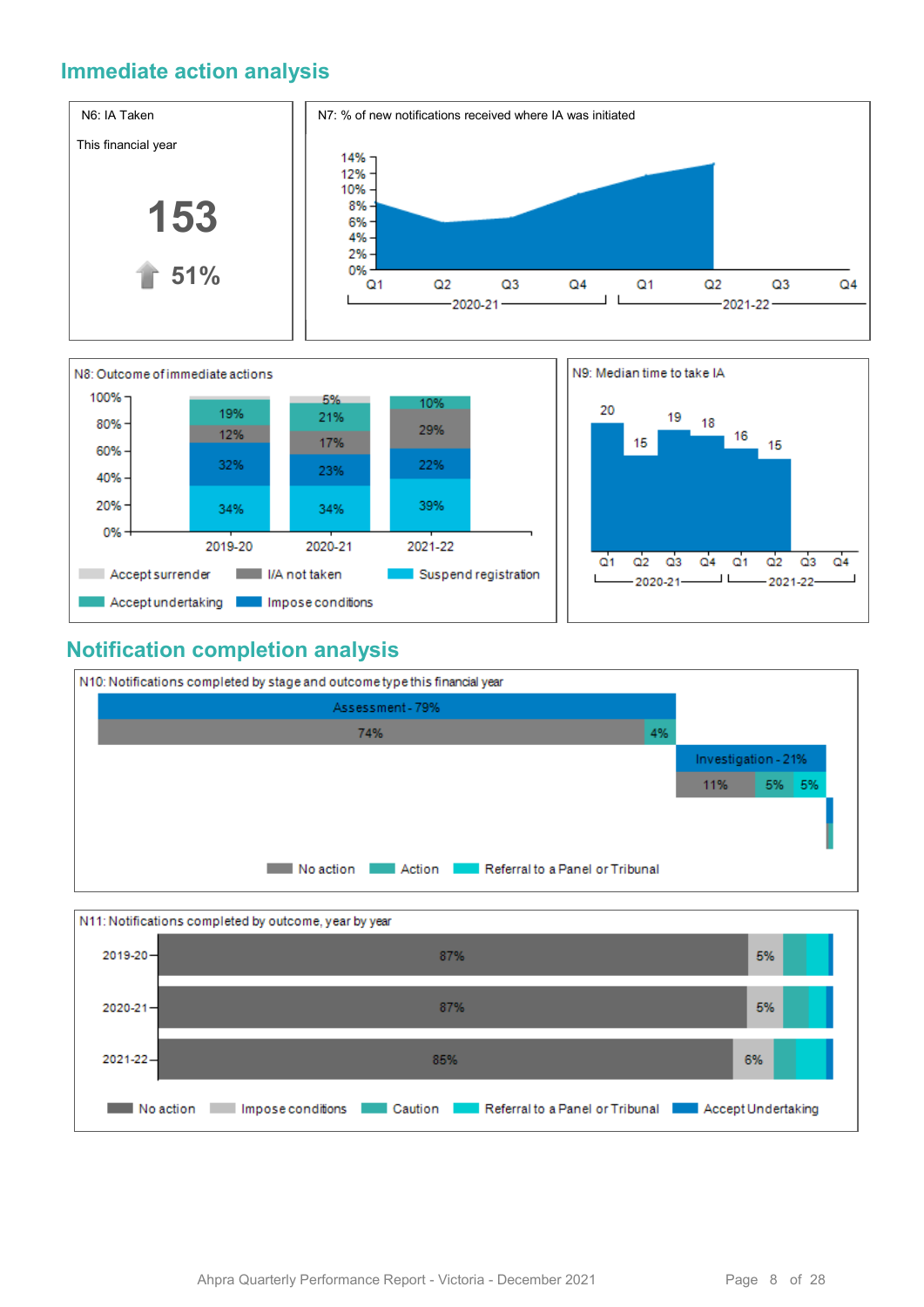## Immediate action analysis

**N6: IA Taken**

This financial year

**153**

51%

**N7: % of new notifications received where IA was initiated**

| | 2020-21 Q1 | Q2 | Q3 | Q4 | 2021-22 Q1 | Q2 | Q3 | Q4 |
|---|---|---|---|---|---|---|---|---|

**N8: Outcome of immediate actions**

| | 2019-20 | 2020-21 | 2021-22 |
|---|---|---|---|
| Accept surrender | | 5% | |
| Accept undertaking | 19% | 21% | 10% |
| I/A not taken | 12% | 17% | 29% |
| Impose conditions | 32% | 23% | 22% |
| Suspend registration | 34% | 34% | 39% |

**N9: Median time to take IA**

| | 2020-21 Q1 | Q2 | Q3 | Q4 | 2021-22 Q1 | Q2 | Q3 | Q4 |
|---|---|---|---|---|---|---|---|---|
| Median time | 20 | 15 | 19 | 18 | 16 | 15 | | |

## Notification completion analysis

**N10: Notifications completed by stage and outcome type this financial year**

| Stage | No action | Action | Referral to a Panel or Tribunal |
|---|---|---|---|
| Assessment - 79% | 74% | 4% | |
| Investigation - 21% | 11% | 5% | 5% |

**N11: Notifications completed by outcome, year by year**

| | No action | Impose conditions | Caution | Referral to a Panel or Tribunal | Accept Undertaking |
|---|---|---|---|---|---|
| 2019-20 | 87% | 5% | | | |
| 2020-21 | 87% | 5% | | | |
| 2021-22 | 85% | 6% | | | |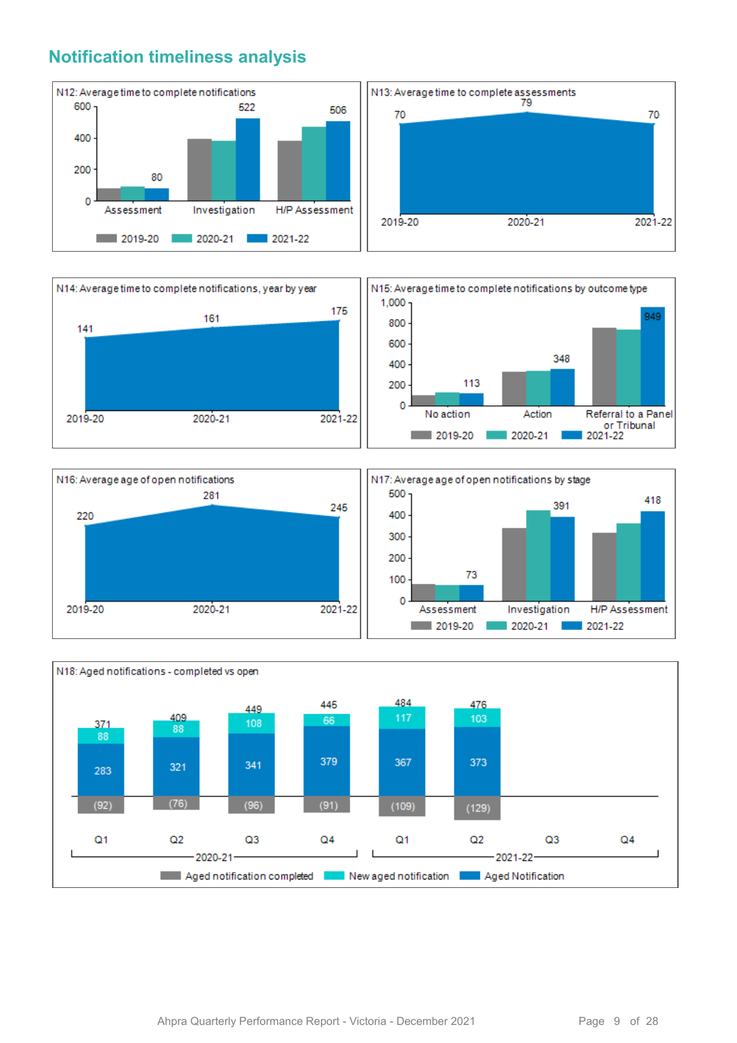## Notification timeliness analysis

N12: Average time to complete notifications

| | 2019-20 | 2020-21 | 2021-22 |
|---|---|---|---|
| Assessment | | | 80 |
| Investigation | | | 522 |
| H/P Assessment | | | 506 |

N13: Average time to complete assessments

| 2019-20 | 2020-21 | 2021-22 |
|---|---|---|
| 70 | 79 | 70 |

N14: Average time to complete notifications, year by year

| 2019-20 | 2020-21 | 2021-22 |
|---|---|---|
| 141 | 161 | 175 |

N15: Average time to complete notifications by outcome type

| | 2019-20 | 2020-21 | 2021-22 |
|---|---|---|---|
| No action | | | 113 |
| Action | | | 348 |
| Referral to a Panel or Tribunal | | | 949 |

N16: Average age of open notifications

| 2019-20 | 2020-21 | 2021-22 |
|---|---|---|
| 220 | 281 | 245 |

N17: Average age of open notifications by stage

| | 2019-20 | 2020-21 | 2021-22 |
|---|---|---|---|
| Assessment | | | 73 |
| Investigation | | | 391 |
| H/P Assessment | | | 418 |

N18: Aged notifications - completed vs open

| | 2020-21 Q1 | 2020-21 Q2 | 2020-21 Q3 | 2020-21 Q4 | 2021-22 Q1 | 2021-22 Q2 | 2021-22 Q3 | 2021-22 Q4 |
|---|---|---|---|---|---|---|---|---|
| Aged Notification | 283 | 321 | 341 | 379 | 367 | 373 | | |
| New aged notification | 88 | 88 | 108 | 66 | 117 | 103 | | |
| Total | 371 | 409 | 449 | 445 | 484 | 476 | | |
| Aged notification completed | (92) | (76) | (96) | (91) | (109) | (129) | | |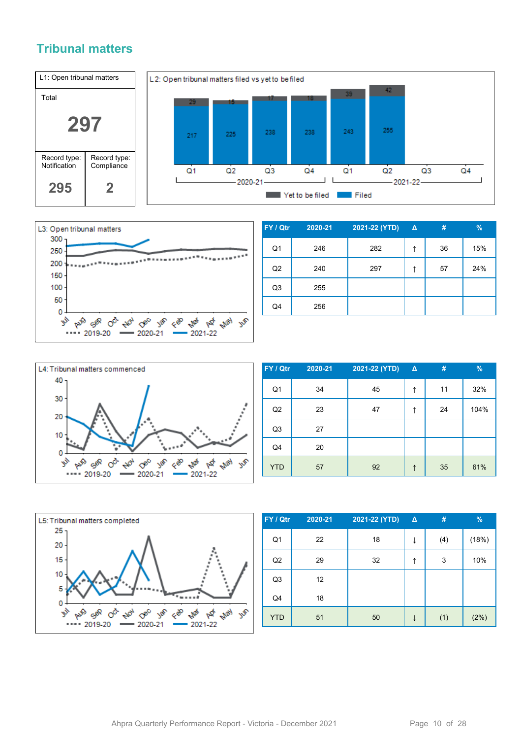## Tribunal matters

| L1: Open tribunal matters | |
|---|---|
| Total | |
| **297** | |
| Record type: Notification | Record type: Compliance |
| 295 | 2 |

L2: Open tribunal matters filed vs yet to be filed

| | 2020-21 Q1 | 2020-21 Q2 | 2020-21 Q3 | 2020-21 Q4 | 2021-22 Q1 | 2021-22 Q2 | 2021-22 Q3 | 2021-22 Q4 |
|---|---|---|---|---|---|---|---|---|
| Yet to be filed | 29 | 15 | 17 | 18 | 39 | 42 | | |
| Filed | 217 | 225 | 238 | 238 | 243 | 255 | | |

L3: Open tribunal matters

| FY / Qtr | 2020-21 | 2021-22 (YTD) | Δ | # | % |
|---|---|---|---|---|---|
| Q1 | 246 | 282 | ↑ | 36 | 15% |
| Q2 | 240 | 297 | ↑ | 57 | 24% |
| Q3 | 255 | | | | |
| Q4 | 256 | | | | |

L4: Tribunal matters commenced

| FY / Qtr | 2020-21 | 2021-22 (YTD) | Δ | # | % |
|---|---|---|---|---|---|
| Q1 | 34 | 45 | ↑ | 11 | 32% |
| Q2 | 23 | 47 | ↑ | 24 | 104% |
| Q3 | 27 | | | | |
| Q4 | 20 | | | | |
| YTD | 57 | 92 | ↑ | 35 | 61% |

L5: Tribunal matters completed

| FY / Qtr | 2020-21 | 2021-22 (YTD) | Δ | # | % |
|---|---|---|---|---|---|
| Q1 | 22 | 18 | ↓ | (4) | (18%) |
| Q2 | 29 | 32 | ↑ | 3 | 10% |
| Q3 | 12 | | | | |
| Q4 | 18 | | | | |
| YTD | 51 | 50 | ↓ | (1) | (2%) |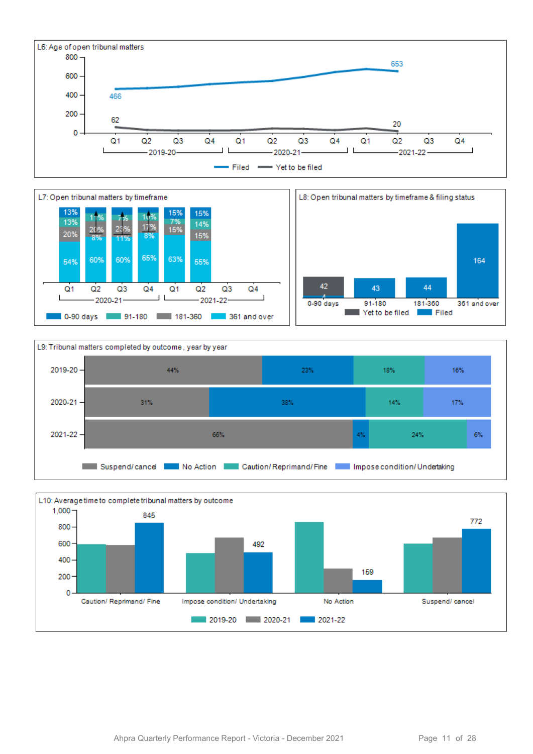L6: Age of open tribunal matters

| | 2019-20 Q1 | 2021-22 Q2 |
|---|---|---|
| Filed | 466 | 653 |
| Yet to be filed | 62 | 20 |

L7: Open tribunal matters by timeframe

| | 2020-21 Q1 | 2020-21 Q2 | 2020-21 Q3 | 2020-21 Q4 | 2021-22 Q1 | 2021-22 Q2 |
|---|---|---|---|---|---|---|
| 0-90 days | 13% | 11% | 7% | 10% | 15% | 15% |
| 91-180 | 13% | 20% | 23% | 17% | 7% | 14% |
| 181-360 | 20% | 8% | 11% | 8% | 15% | 15% |
| 361 and over | 54% | 60% | 60% | 65% | 63% | 55% |

L8: Open tribunal matters by timeframe & filing status

| | 0-90 days | 91-180 | 181-360 | 361 and over |
|---|---|---|---|---|
| Yet to be filed | 42 | | | |
| Filed | 4 | 43 | 44 | 164 |

L9: Tribunal matters completed by outcome, year by year

| | Suspend/ cancel | No Action | Caution/ Reprimand/ Fine | Impose condition/ Undertaking |
|---|---|---|---|---|
| 2019-20 | 44% | 23% | 18% | 16% |
| 2020-21 | 31% | 38% | 14% | 17% |
| 2021-22 | 66% | 4% | 24% | 6% |

L10: Average time to complete tribunal matters by outcome

| | Caution/ Reprimand/ Fine | Impose condition/ Undertaking | No Action | Suspend/ cancel |
|---|---|---|---|---|
| 2021-22 | 845 | 492 | 159 | 772 |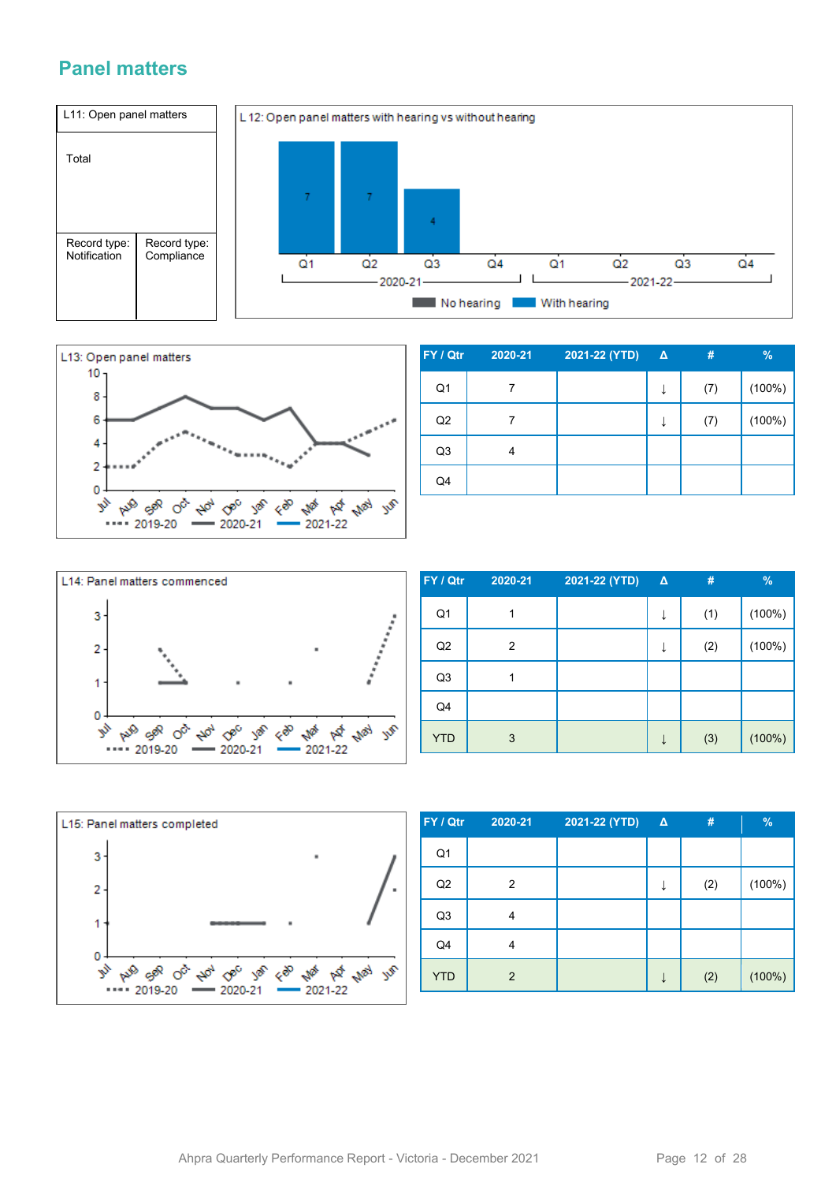## Panel matters

**L11: Open panel matters**

| Total | |
|---|---|
| Record type: Notification | Record type: Compliance |

**L 12: Open panel matters with hearing vs without hearing**

| | 2020-21 Q1 | 2020-21 Q2 | 2020-21 Q3 | 2020-21 Q4 | 2021-22 Q1 | 2021-22 Q2 | 2021-22 Q3 | 2021-22 Q4 |
|---|---|---|---|---|---|---|---|---|
| With hearing | 7 | 7 | 4 | | | | | |

No hearing / With hearing

**L13: Open panel matters**

| FY / Qtr | 2020-21 | 2021-22 (YTD) | Δ | # | % |
|---|---|---|---|---|---|
| Q1 | 7 | | ↓ | (7) | (100%) |
| Q2 | 7 | | ↓ | (7) | (100%) |
| Q3 | 4 | | | | |
| Q4 | | | | | |

**L14: Panel matters commenced**

| FY / Qtr | 2020-21 | 2021-22 (YTD) | Δ | # | % |
|---|---|---|---|---|---|
| Q1 | 1 | | ↓ | (1) | (100%) |
| Q2 | 2 | | ↓ | (2) | (100%) |
| Q3 | 1 | | | | |
| Q4 | | | | | |
| YTD | 3 | | ↓ | (3) | (100%) |

**L15: Panel matters completed**

| FY / Qtr | 2020-21 | 2021-22 (YTD) | Δ | # | % |
|---|---|---|---|---|---|
| Q1 | | | | | |
| Q2 | 2 | | ↓ | (2) | (100%) |
| Q3 | 4 | | | | |
| Q4 | 4 | | | | |
| YTD | 2 | | ↓ | (2) | (100%) |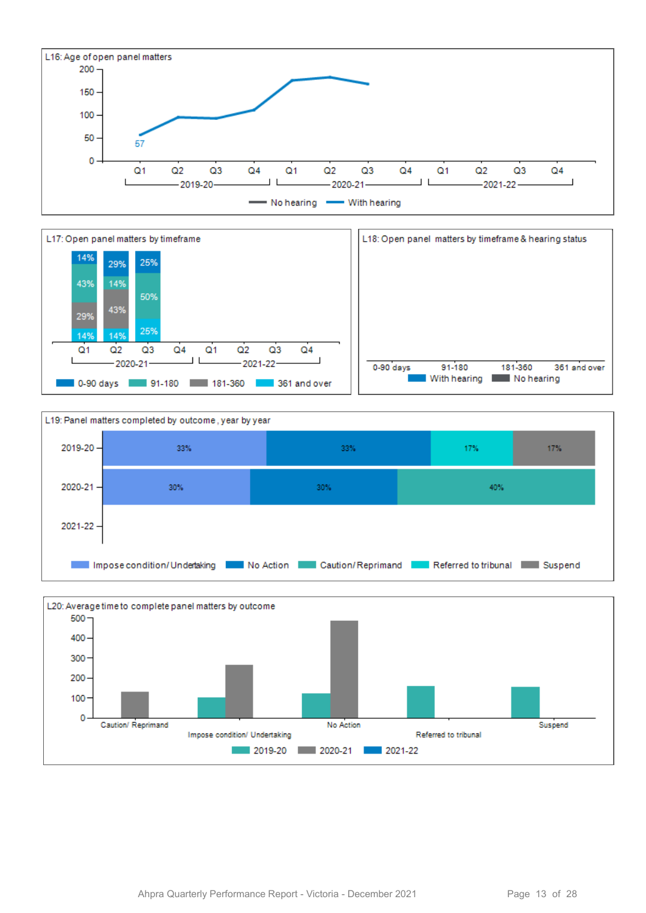L16: Age of open panel matters

200
150
100
50
0

57

Q1 Q2 Q3 Q4 Q1 Q2 Q3 Q4 Q1 Q2 Q3 Q4

2019-20 2020-21 2021-22

No hearing With hearing

L17: Open panel matters by timeframe

| | Q1 (2020-21) | Q2 (2020-21) | Q3 (2020-21) |
|---|---|---|---|
| 0-90 days | 14% | 29% | 25% |
| 91-180 | 43% | 14% | 50% |
| 181-360 | 29% | 43% | |
| 361 and over | 14% | 14% | 25% |

Q1 Q2 Q3 Q4 Q1 Q2 Q3 Q4

2020-21 2021-22

0-90 days 91-180 181-360 361 and over

L18: Open panel matters by timeframe & hearing status

0-90 days 91-180 181-360 361 and over

With hearing No hearing

L19: Panel matters completed by outcome, year by year

| | Impose condition/ Undertaking | No Action | Caution/ Reprimand | Referred to tribunal | Suspend |
|---|---|---|---|---|---|
| 2019-20 | 33% | 33% | | 17% | 17% |
| 2020-21 | 30% | 30% | 40% | | |
| 2021-22 | | | | | |

Impose condition/ Undertaking No Action Caution/ Reprimand Referred to tribunal Suspend

L20: Average time to complete panel matters by outcome

500
400
300
200
100
0

Caution/ Reprimand Impose condition/ Undertaking No Action Referred to tribunal Suspend

2019-20 2020-21 2021-22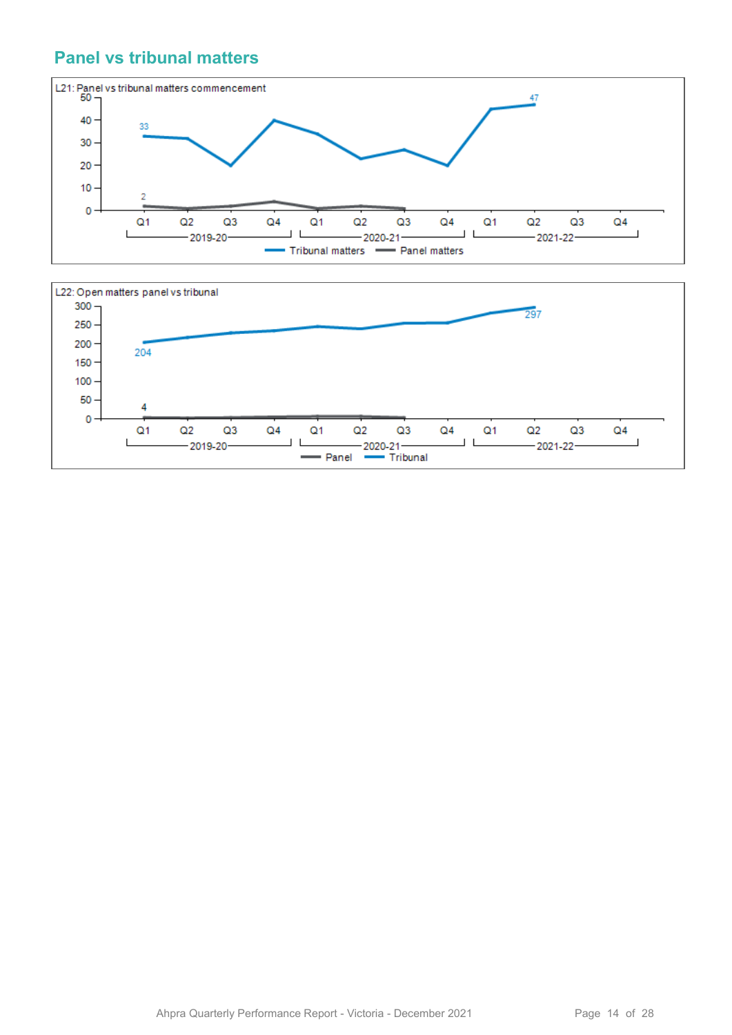## Panel vs tribunal matters

L21: Panel vs tribunal matters commencement

50
40
30
20
10
0

33

47

2

Q1 Q2 Q3 Q4 Q1 Q2 Q3 Q4 Q1 Q2 Q3 Q4

2019-20 2020-21 2021-22

Tribunal matters Panel matters

L22: Open matters panel vs tribunal

300
250
200
150
100
50
0

297

204

4

Q1 Q2 Q3 Q4 Q1 Q2 Q3 Q4 Q1 Q2 Q3 Q4

2019-20 2020-21 2021-22

Panel Tribunal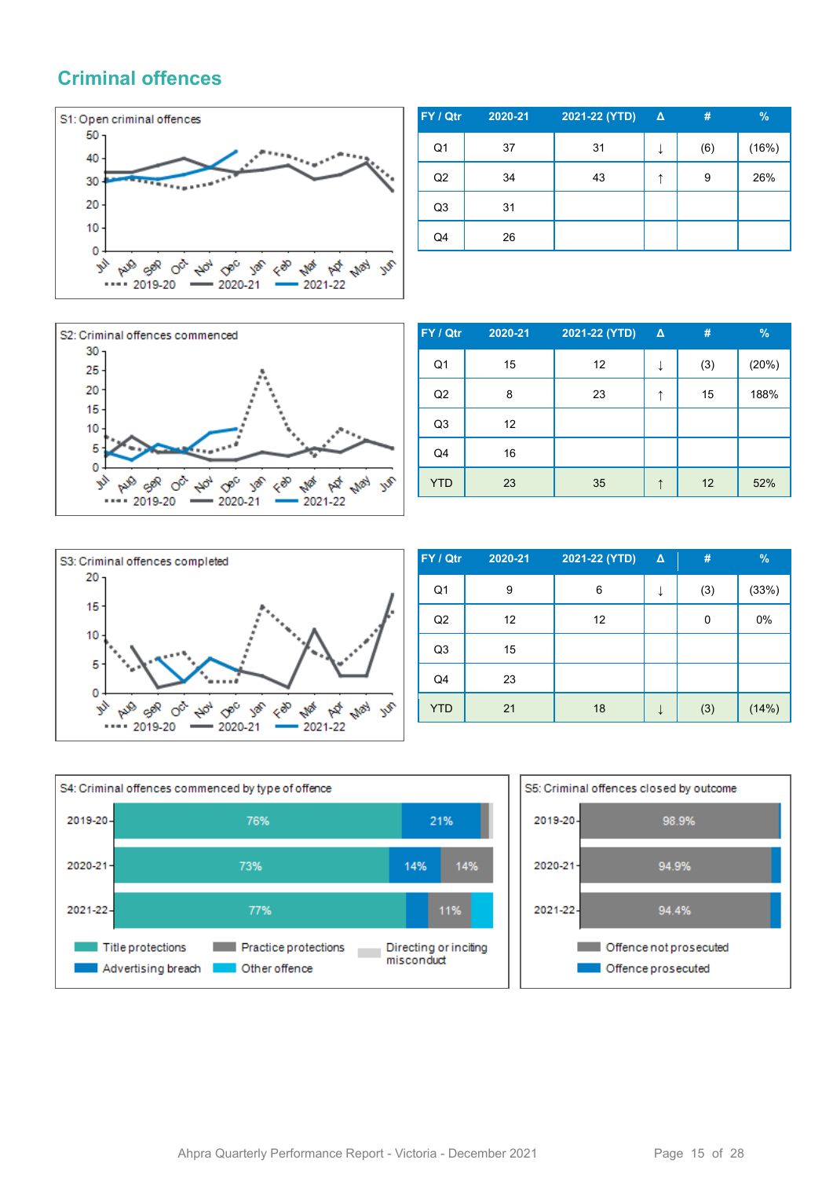## Criminal offences

S1: Open criminal offences

| FY / Qtr | 2020-21 | 2021-22 (YTD) | Δ | # | % |
|---|---|---|---|---|---|
| Q1 | 37 | 31 | ↓ | (6) | (16%) |
| Q2 | 34 | 43 | ↑ | 9 | 26% |
| Q3 | 31 | | | | |
| Q4 | 26 | | | | |

S2: Criminal offences commenced

| FY / Qtr | 2020-21 | 2021-22 (YTD) | Δ | # | % |
|---|---|---|---|---|---|
| Q1 | 15 | 12 | ↓ | (3) | (20%) |
| Q2 | 8 | 23 | ↑ | 15 | 188% |
| Q3 | 12 | | | | |
| Q4 | 16 | | | | |
| YTD | 23 | 35 | ↑ | 12 | 52% |

S3: Criminal offences completed

| FY / Qtr | 2020-21 | 2021-22 (YTD) | Δ | # | % |
|---|---|---|---|---|---|
| Q1 | 9 | 6 | ↓ | (3) | (33%) |
| Q2 | 12 | 12 | | 0 | 0% |
| Q3 | 15 | | | | |
| Q4 | 23 | | | | |
| YTD | 21 | 18 | ↓ | (3) | (14%) |

S4: Criminal offences commenced by type of offence

| Year | Title protections | Advertising breach | Practice protections | Other offence | Directing or inciting misconduct |
|---|---|---|---|---|---|
| 2019-20 | 76% | 21% | | | |
| 2020-21 | 73% | 14% | 14% | | |
| 2021-22 | 77% | | 11% | | |

S5: Criminal offences closed by outcome

| Year | Offence not prosecuted | Offence prosecuted |
|---|---|---|
| 2019-20 | 98.9% | |
| 2020-21 | 94.9% | |
| 2021-22 | 94.4% | |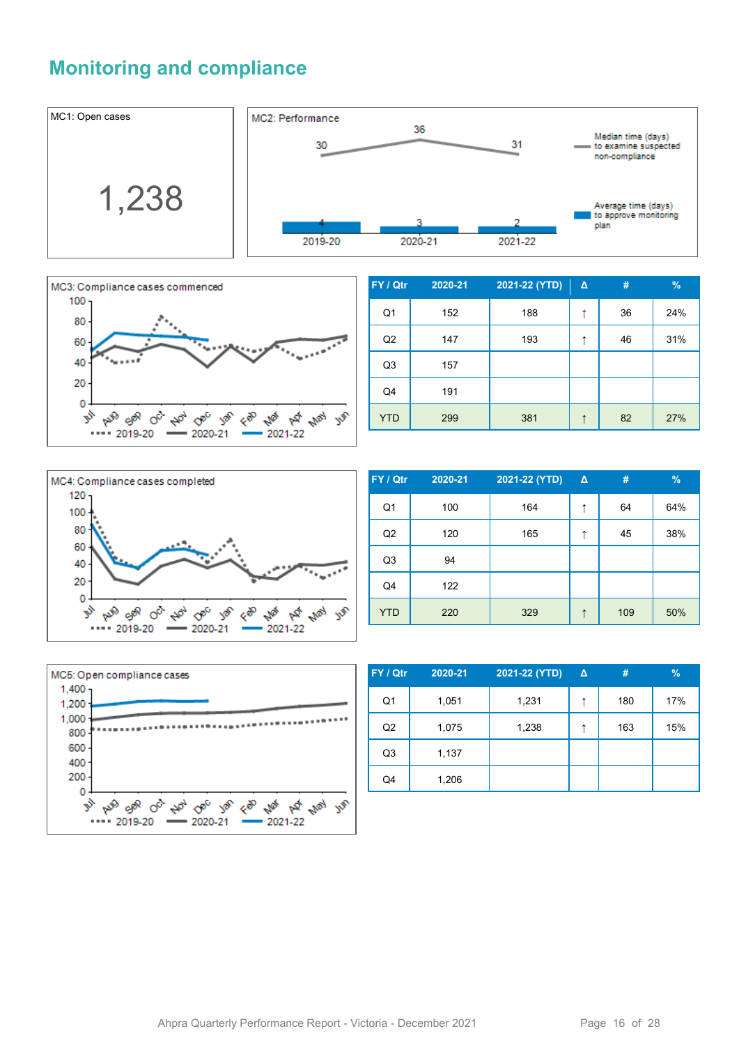## Monitoring and compliance

MC1: Open cases

1,238

MC2: Performance

| | 2019-20 | 2020-21 | 2021-22 |
|---|---|---|---|
| Median time (days) to examine suspected non-compliance | 30 | 36 | 31 |
| Average time (days) to approve monitoring plan | 4 | 3 | 2 |

MC3: Compliance cases commenced

| FY / Qtr | 2020-21 | 2021-22 (YTD) | Δ | # | % |
|---|---|---|---|---|---|
| Q1 | 152 | 188 | ↑ | 36 | 24% |
| Q2 | 147 | 193 | ↑ | 46 | 31% |
| Q3 | 157 | | | | |
| Q4 | 191 | | | | |
| YTD | 299 | 381 | ↑ | 82 | 27% |

MC4: Compliance cases completed

| FY / Qtr | 2020-21 | 2021-22 (YTD) | Δ | # | % |
|---|---|---|---|---|---|
| Q1 | 100 | 164 | ↑ | 64 | 64% |
| Q2 | 120 | 165 | ↑ | 45 | 38% |
| Q3 | 94 | | | | |
| Q4 | 122 | | | | |
| YTD | 220 | 329 | ↑ | 109 | 50% |

MC5: Open compliance cases

| FY / Qtr | 2020-21 | 2021-22 (YTD) | Δ | # | % |
|---|---|---|---|---|---|
| Q1 | 1,051 | 1,231 | ↑ | 180 | 17% |
| Q2 | 1,075 | 1,238 | ↑ | 163 | 15% |
| Q3 | 1,137 | | | | |
| Q4 | 1,206 | | | | |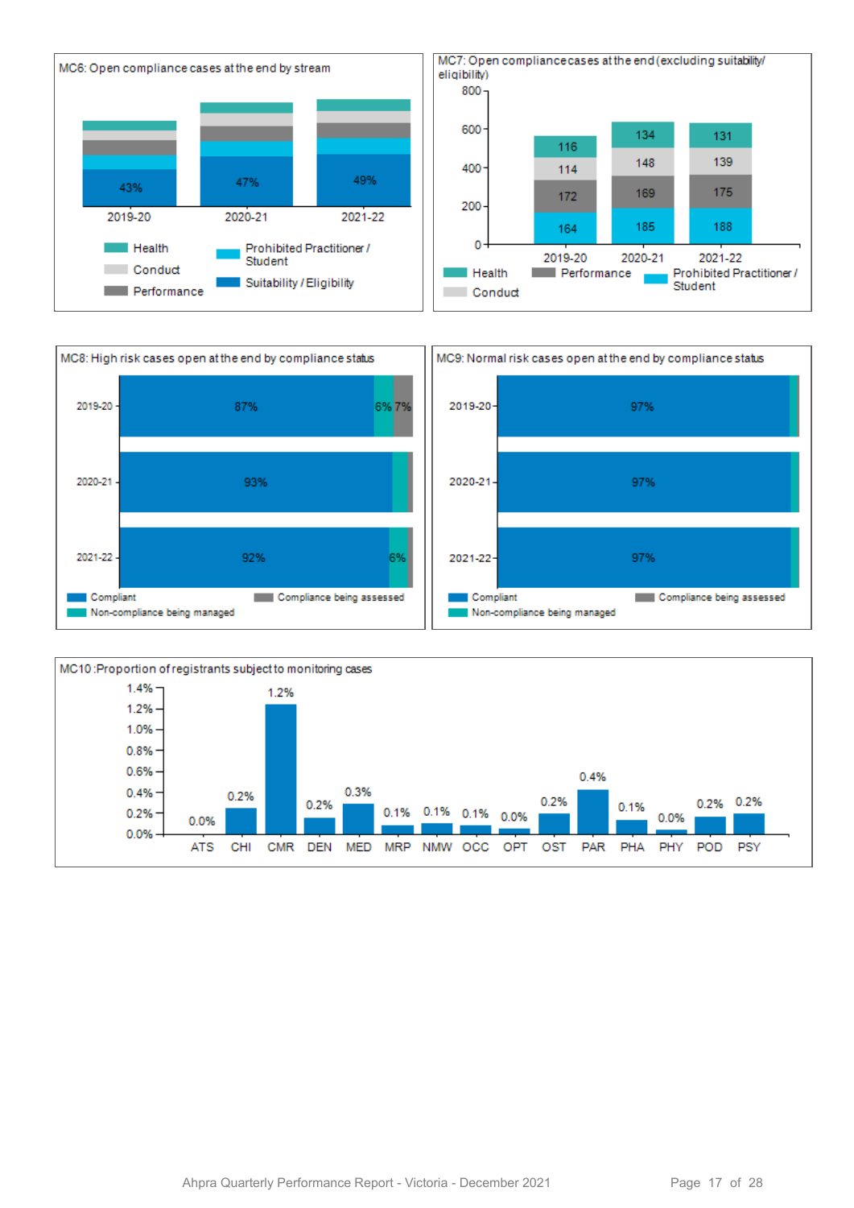MC6: Open compliance cases at the end by stream

| | 2019-20 | 2020-21 | 2021-22 |
|---|---|---|---|
| Suitability / Eligibility | 43% | 47% | 49% |

Legend: Health, Conduct, Performance, Prohibited Practitioner / Student, Suitability / Eligibility

MC7: Open compliance cases at the end (excluding suitability/ eligibility)

| | 2019-20 | 2020-21 | 2021-22 |
|---|---|---|---|
| Health | 116 | 134 | 131 |
| Conduct | 114 | 148 | 139 |
| Performance | 172 | 169 | 175 |
| Prohibited Practitioner / Student | 164 | 185 | 188 |

MC8: High risk cases open at the end by compliance status

| | Compliant | Non-compliance being managed | Compliance being assessed |
|---|---|---|---|
| 2019-20 | 87% | 6% | 7% |
| 2020-21 | 93% | | |
| 2021-22 | 92% | 6% | |

MC9: Normal risk cases open at the end by compliance status

| | Compliant | Non-compliance being managed | Compliance being assessed |
|---|---|---|---|
| 2019-20 | 97% | | |
| 2020-21 | 97% | | |
| 2021-22 | 97% | | |

MC10: Proportion of registrants subject to monitoring cases

| ATS | CHI | CMR | DEN | MED | MRP | NMW | OCC | OPT | OST | PAR | PHA | PHY | POD | PSY |
|---|---|---|---|---|---|---|---|---|---|---|---|---|---|---|
| 0.0% | 0.2% | 1.2% | 0.2% | 0.3% | 0.1% | 0.1% | 0.1% | 0.0% | 0.2% | 0.4% | 0.1% | 0.0% | 0.2% | 0.2% |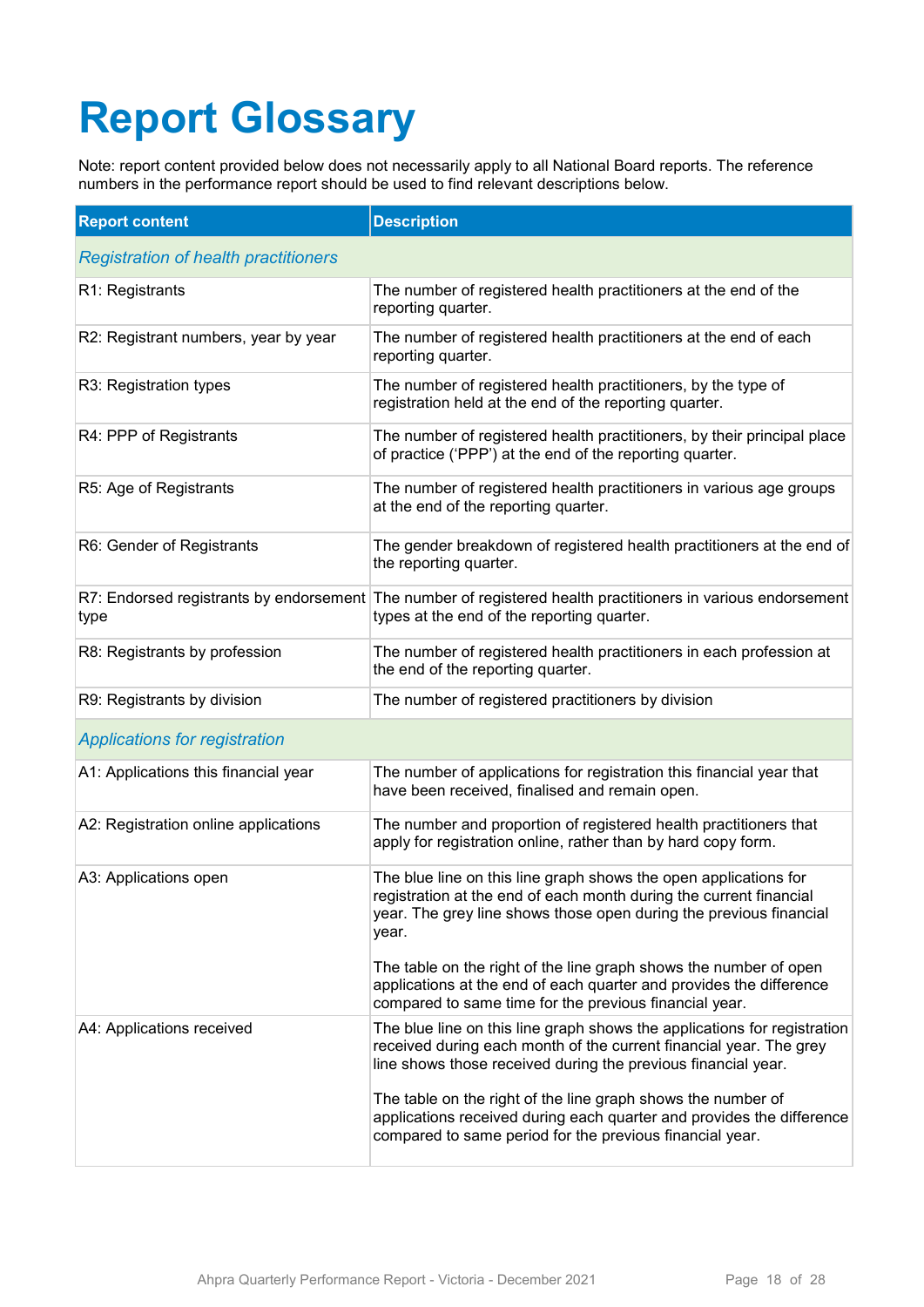# Report Glossary

Note: report content provided below does not necessarily apply to all National Board reports. The reference numbers in the performance report should be used to find relevant descriptions below.

| Report content | Description |
| --- | --- |
| *Registration of health practitioners* | |
| R1: Registrants | The number of registered health practitioners at the end of the reporting quarter. |
| R2: Registrant numbers, year by year | The number of registered health practitioners at the end of each reporting quarter. |
| R3: Registration types | The number of registered health practitioners, by the type of registration held at the end of the reporting quarter. |
| R4: PPP of Registrants | The number of registered health practitioners, by their principal place of practice ('PPP') at the end of the reporting quarter. |
| R5: Age of Registrants | The number of registered health practitioners in various age groups at the end of the reporting quarter. |
| R6: Gender of Registrants | The gender breakdown of registered health practitioners at the end of the reporting quarter. |
| R7: Endorsed registrants by endorsement type | The number of registered health practitioners in various endorsement types at the end of the reporting quarter. |
| R8: Registrants by profession | The number of registered health practitioners in each profession at the end of the reporting quarter. |
| R9: Registrants by division | The number of registered practitioners by division |
| *Applications for registration* | |
| A1: Applications this financial year | The number of applications for registration this financial year that have been received, finalised and remain open. |
| A2: Registration online applications | The number and proportion of registered health practitioners that apply for registration online, rather than by hard copy form. |
| A3: Applications open | The blue line on this line graph shows the open applications for registration at the end of each month during the current financial year. The grey line shows those open during the previous financial year.<br><br>The table on the right of the line graph shows the number of open applications at the end of each quarter and provides the difference compared to same time for the previous financial year. |
| A4: Applications received | The blue line on this line graph shows the applications for registration received during each month of the current financial year. The grey line shows those received during the previous financial year.<br><br>The table on the right of the line graph shows the number of applications received during each quarter and provides the difference compared to same period for the previous financial year. |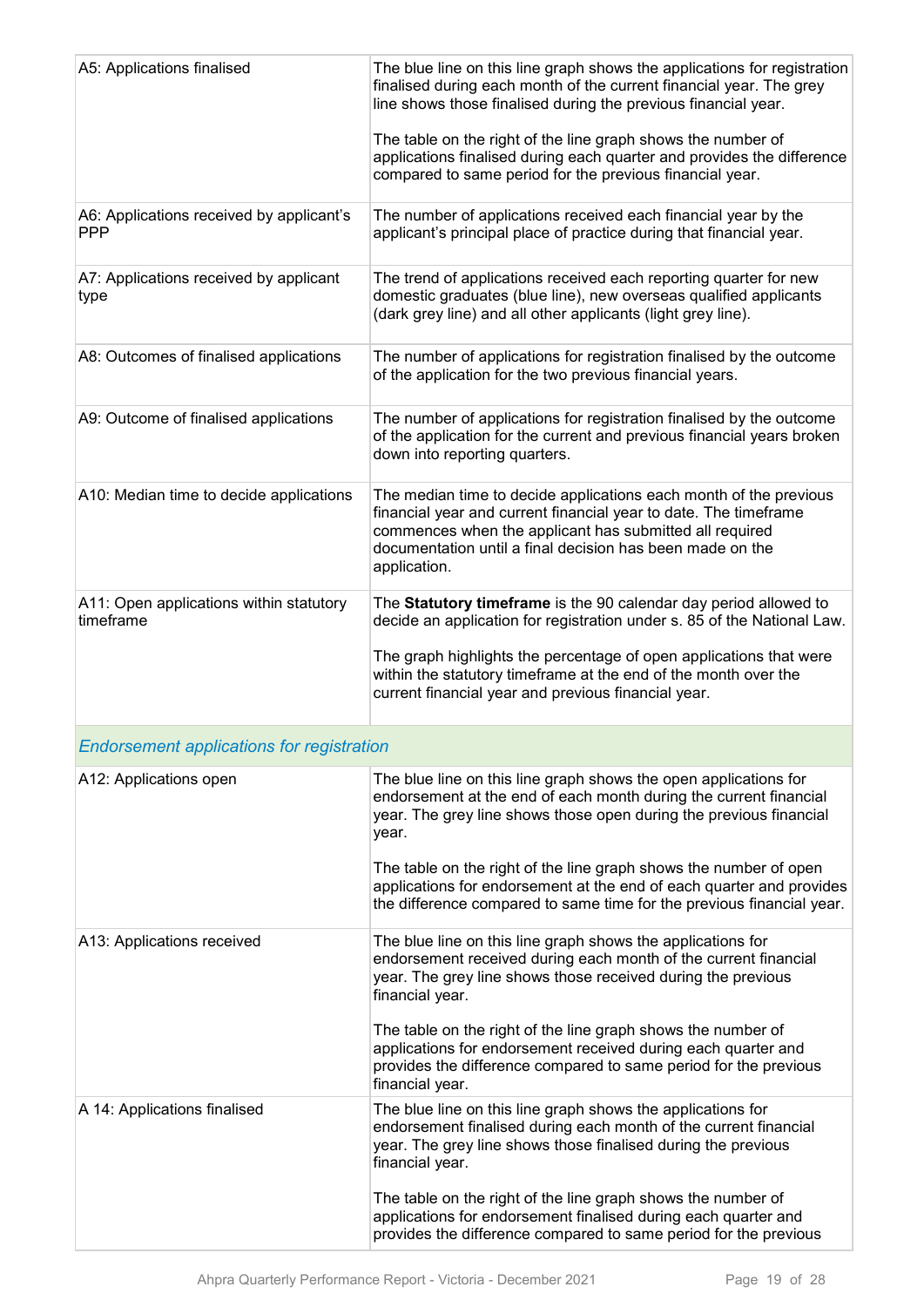| | |
|---|---|
| A5: Applications finalised | The blue line on this line graph shows the applications for registration finalised during each month of the current financial year. The grey line shows those finalised during the previous financial year.<br><br>The table on the right of the line graph shows the number of applications finalised during each quarter and provides the difference compared to same period for the previous financial year. |
| A6: Applications received by applicant's PPP | The number of applications received each financial year by the applicant's principal place of practice during that financial year. |
| A7: Applications received by applicant type | The trend of applications received each reporting quarter for new domestic graduates (blue line), new overseas qualified applicants (dark grey line) and all other applicants (light grey line). |
| A8: Outcomes of finalised applications | The number of applications for registration finalised by the outcome of the application for the two previous financial years. |
| A9: Outcome of finalised applications | The number of applications for registration finalised by the outcome of the application for the current and previous financial years broken down into reporting quarters. |
| A10: Median time to decide applications | The median time to decide applications each month of the previous financial year and current financial year to date. The timeframe commences when the applicant has submitted all required documentation until a final decision has been made on the application. |
| A11: Open applications within statutory timeframe | The **Statutory timeframe** is the 90 calendar day period allowed to decide an application for registration under s. 85 of the National Law.<br><br>The graph highlights the percentage of open applications that were within the statutory timeframe at the end of the month over the current financial year and previous financial year. |
| *Endorsement applications for registration* | |
| A12: Applications open | The blue line on this line graph shows the open applications for endorsement at the end of each month during the current financial year. The grey line shows those open during the previous financial year.<br><br>The table on the right of the line graph shows the number of open applications for endorsement at the end of each quarter and provides the difference compared to same time for the previous financial year. |
| A13: Applications received | The blue line on this line graph shows the applications for endorsement received during each month of the current financial year. The grey line shows those received during the previous financial year.<br><br>The table on the right of the line graph shows the number of applications for endorsement received during each quarter and provides the difference compared to same period for the previous financial year. |
| A 14: Applications finalised | The blue line on this line graph shows the applications for endorsement finalised during each month of the current financial year. The grey line shows those finalised during the previous financial year.<br><br>The table on the right of the line graph shows the number of applications for endorsement finalised during each quarter and provides the difference compared to same period for the previous |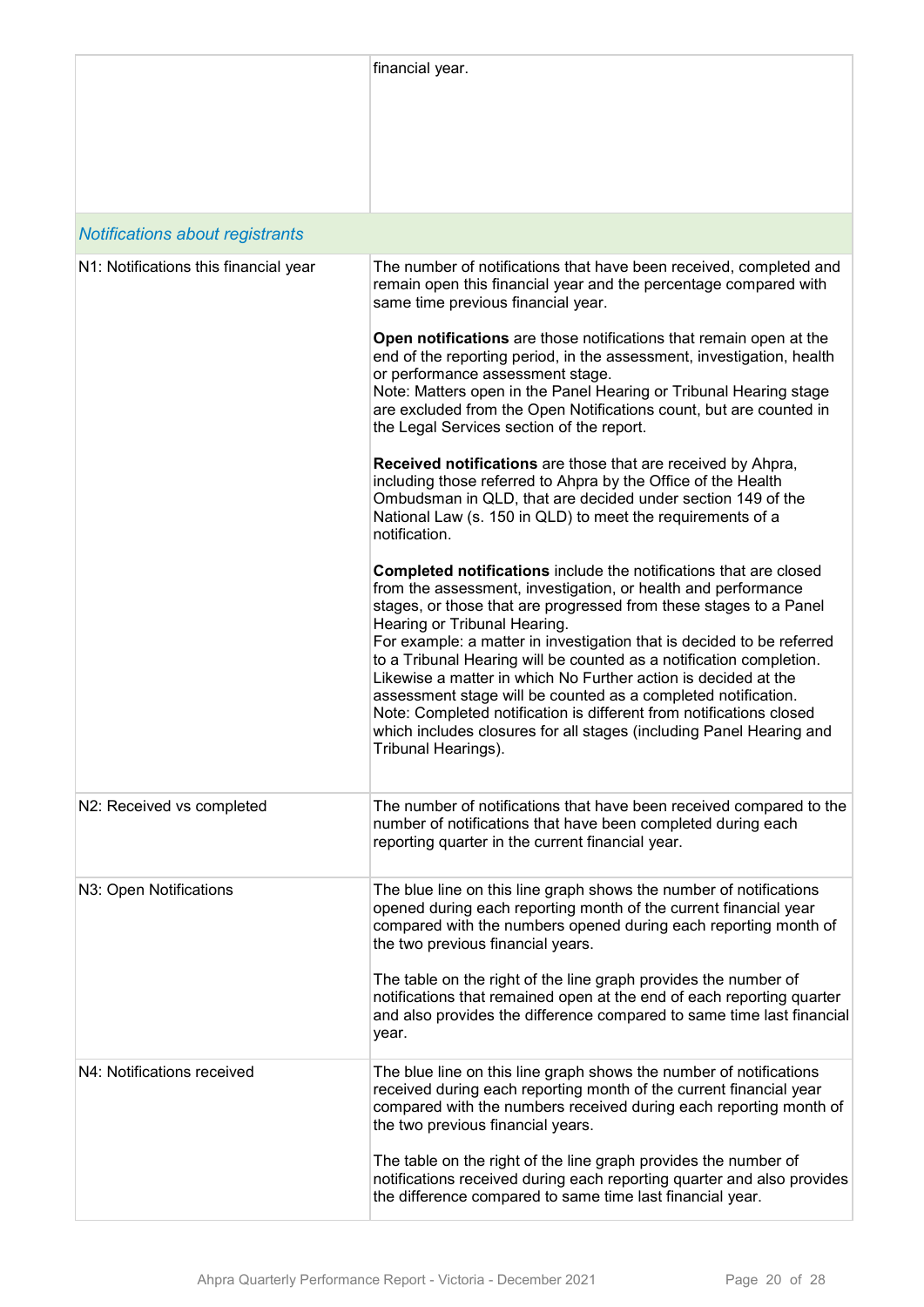| | |
|---|---|
| | financial year. |
| *Notifications about registrants* | |
| N1: Notifications this financial year | The number of notifications that have been received, completed and remain open this financial year and the percentage compared with same time previous financial year.<br><br>**Open notifications** are those notifications that remain open at the end of the reporting period, in the assessment, investigation, health or performance assessment stage.<br>Note: Matters open in the Panel Hearing or Tribunal Hearing stage are excluded from the Open Notifications count, but are counted in the Legal Services section of the report.<br><br>**Received notifications** are those that are received by Ahpra, including those referred to Ahpra by the Office of the Health Ombudsman in QLD, that are decided under section 149 of the National Law (s. 150 in QLD) to meet the requirements of a notification.<br><br>**Completed notifications** include the notifications that are closed from the assessment, investigation, or health and performance stages, or those that are progressed from these stages to a Panel Hearing or Tribunal Hearing.<br>For example: a matter in investigation that is decided to be referred to a Tribunal Hearing will be counted as a notification completion. Likewise a matter in which No Further action is decided at the assessment stage will be counted as a completed notification.<br>Note: Completed notification is different from notifications closed which includes closures for all stages (including Panel Hearing and Tribunal Hearings). |
| N2: Received vs completed | The number of notifications that have been received compared to the number of notifications that have been completed during each reporting quarter in the current financial year. |
| N3: Open Notifications | The blue line on this line graph shows the number of notifications opened during each reporting month of the current financial year compared with the numbers opened during each reporting month of the two previous financial years.<br><br>The table on the right of the line graph provides the number of notifications that remained open at the end of each reporting quarter and also provides the difference compared to same time last financial year. |
| N4: Notifications received | The blue line on this line graph shows the number of notifications received during each reporting month of the current financial year compared with the numbers received during each reporting month of the two previous financial years.<br><br>The table on the right of the line graph provides the number of notifications received during each reporting quarter and also provides the difference compared to same time last financial year. |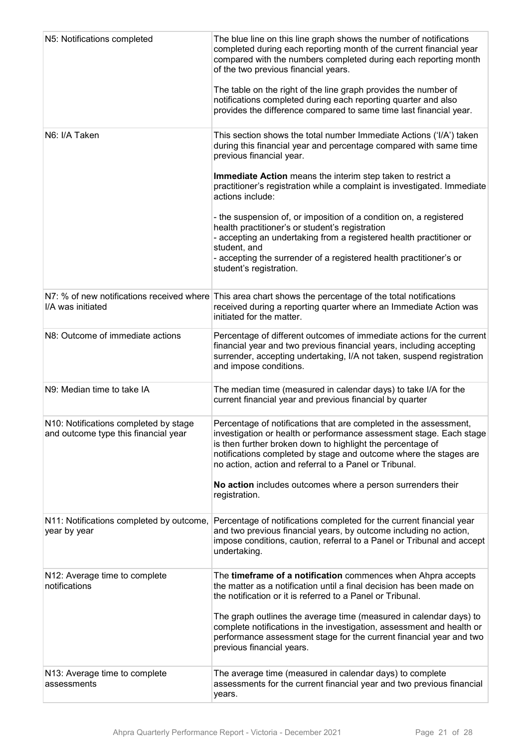| | |
|---|---|
| N5: Notifications completed | The blue line on this line graph shows the number of notifications completed during each reporting month of the current financial year compared with the numbers completed during each reporting month of the two previous financial years.<br><br>The table on the right of the line graph provides the number of notifications completed during each reporting quarter and also provides the difference compared to same time last financial year. |
| N6: I/A Taken | This section shows the total number Immediate Actions ('I/A') taken during this financial year and percentage compared with same time previous financial year.<br><br>**Immediate Action** means the interim step taken to restrict a practitioner's registration while a complaint is investigated. Immediate actions include:<br><br>- the suspension of, or imposition of a condition on, a registered health practitioner's or student's registration<br>- accepting an undertaking from a registered health practitioner or student, and<br>- accepting the surrender of a registered health practitioner's or student's registration. |
| N7: % of new notifications received where I/A was initiated | This area chart shows the percentage of the total notifications received during a reporting quarter where an Immediate Action was initiated for the matter. |
| N8: Outcome of immediate actions | Percentage of different outcomes of immediate actions for the current financial year and two previous financial years, including accepting surrender, accepting undertaking, I/A not taken, suspend registration and impose conditions. |
| N9: Median time to take IA | The median time (measured in calendar days) to take I/A for the current financial year and previous financial by quarter |
| N10: Notifications completed by stage and outcome type this financial year | Percentage of notifications that are completed in the assessment, investigation or health or performance assessment stage. Each stage is then further broken down to highlight the percentage of notifications completed by stage and outcome where the stages are no action, action and referral to a Panel or Tribunal.<br><br>**No action** includes outcomes where a person surrenders their registration. |
| N11: Notifications completed by outcome, year by year | Percentage of notifications completed for the current financial year and two previous financial years, by outcome including no action, impose conditions, caution, referral to a Panel or Tribunal and accept undertaking. |
| N12: Average time to complete notifications | The **timeframe of a notification** commences when Ahpra accepts the matter as a notification until a final decision has been made on the notification or it is referred to a Panel or Tribunal.<br><br>The graph outlines the average time (measured in calendar days) to complete notifications in the investigation, assessment and health or performance assessment stage for the current financial year and two previous financial years. |
| N13: Average time to complete assessments | The average time (measured in calendar days) to complete assessments for the current financial year and two previous financial years. |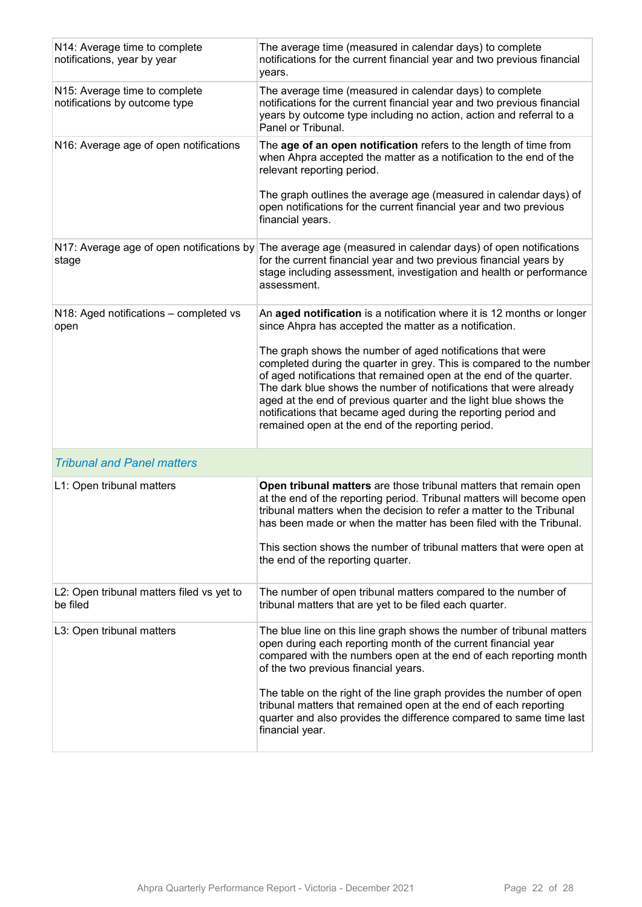| | |
|---|---|
| N14: Average time to complete notifications, year by year | The average time (measured in calendar days) to complete notifications for the current financial year and two previous financial years. |
| N15: Average time to complete notifications by outcome type | The average time (measured in calendar days) to complete notifications for the current financial year and two previous financial years by outcome type including no action, action and referral to a Panel or Tribunal. |
| N16: Average age of open notifications | The **age of an open notification** refers to the length of time from when Ahpra accepted the matter as a notification to the end of the relevant reporting period.<br><br>The graph outlines the average age (measured in calendar days) of open notifications for the current financial year and two previous financial years. |
| N17: Average age of open notifications by stage | The average age (measured in calendar days) of open notifications for the current financial year and two previous financial years by stage including assessment, investigation and health or performance assessment. |
| N18: Aged notifications – completed vs open | An **aged notification** is a notification where it is 12 months or longer since Ahpra has accepted the matter as a notification.<br><br>The graph shows the number of aged notifications that were completed during the quarter in grey. This is compared to the number of aged notifications that remained open at the end of the quarter. The dark blue shows the number of notifications that were already aged at the end of previous quarter and the light blue shows the notifications that became aged during the reporting period and remained open at the end of the reporting period. |
| *Tribunal and Panel matters* | |
| L1: Open tribunal matters | **Open tribunal matters** are those tribunal matters that remain open at the end of the reporting period. Tribunal matters will become open tribunal matters when the decision to refer a matter to the Tribunal has been made or when the matter has been filed with the Tribunal.<br><br>This section shows the number of tribunal matters that were open at the end of the reporting quarter. |
| L2: Open tribunal matters filed vs yet to be filed | The number of open tribunal matters compared to the number of tribunal matters that are yet to be filed each quarter. |
| L3: Open tribunal matters | The blue line on this line graph shows the number of tribunal matters open during each reporting month of the current financial year compared with the numbers open at the end of each reporting month of the two previous financial years.<br><br>The table on the right of the line graph provides the number of open tribunal matters that remained open at the end of each reporting quarter and also provides the difference compared to same time last financial year. |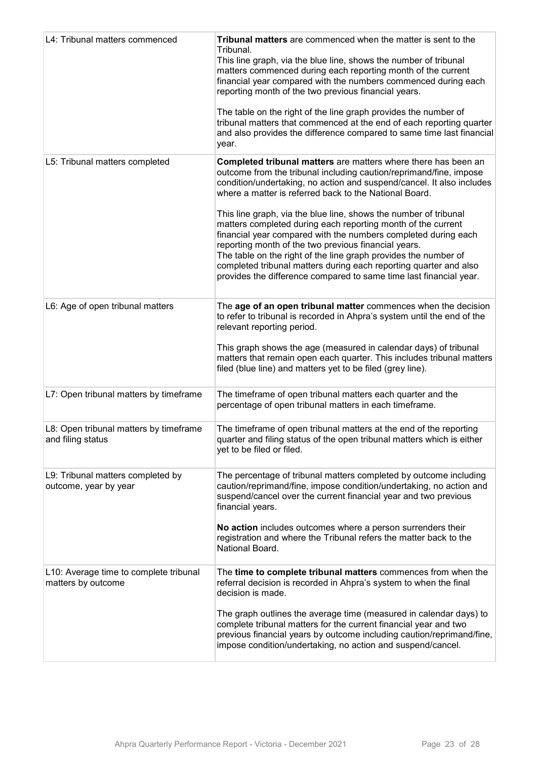| | |
|---|---|
| L4: Tribunal matters commenced | **Tribunal matters** are commenced when the matter is sent to the Tribunal.<br>This line graph, via the blue line, shows the number of tribunal matters commenced during each reporting month of the current financial year compared with the numbers commenced during each reporting month of the two previous financial years.<br><br>The table on the right of the line graph provides the number of tribunal matters that commenced at the end of each reporting quarter and also provides the difference compared to same time last financial year. |
| L5: Tribunal matters completed | **Completed tribunal matters** are matters where there has been an outcome from the tribunal including caution/reprimand/fine, impose condition/undertaking, no action and suspend/cancel. It also includes where a matter is referred back to the National Board.<br><br>This line graph, via the blue line, shows the number of tribunal matters completed during each reporting month of the current financial year compared with the numbers completed during each reporting month of the two previous financial years.<br>The table on the right of the line graph provides the number of completed tribunal matters during each reporting quarter and also provides the difference compared to same time last financial year. |
| L6: Age of open tribunal matters | The **age of an open tribunal matter** commences when the decision to refer to tribunal is recorded in Ahpra's system until the end of the relevant reporting period.<br><br>This graph shows the age (measured in calendar days) of tribunal matters that remain open each quarter. This includes tribunal matters filed (blue line) and matters yet to be filed (grey line). |
| L7: Open tribunal matters by timeframe | The timeframe of open tribunal matters each quarter and the percentage of open tribunal matters in each timeframe. |
| L8: Open tribunal matters by timeframe and filing status | The timeframe of open tribunal matters at the end of the reporting quarter and filing status of the open tribunal matters which is either yet to be filed or filed. |
| L9: Tribunal matters completed by outcome, year by year | The percentage of tribunal matters completed by outcome including caution/reprimand/fine, impose condition/undertaking, no action and suspend/cancel over the current financial year and two previous financial years.<br><br>**No action** includes outcomes where a person surrenders their registration and where the Tribunal refers the matter back to the National Board. |
| L10: Average time to complete tribunal matters by outcome | The **time to complete tribunal matters** commences from when the referral decision is recorded in Ahpra's system to when the final decision is made.<br><br>The graph outlines the average time (measured in calendar days) to complete tribunal matters for the current financial year and two previous financial years by outcome including caution/reprimand/fine, impose condition/undertaking, no action and suspend/cancel. |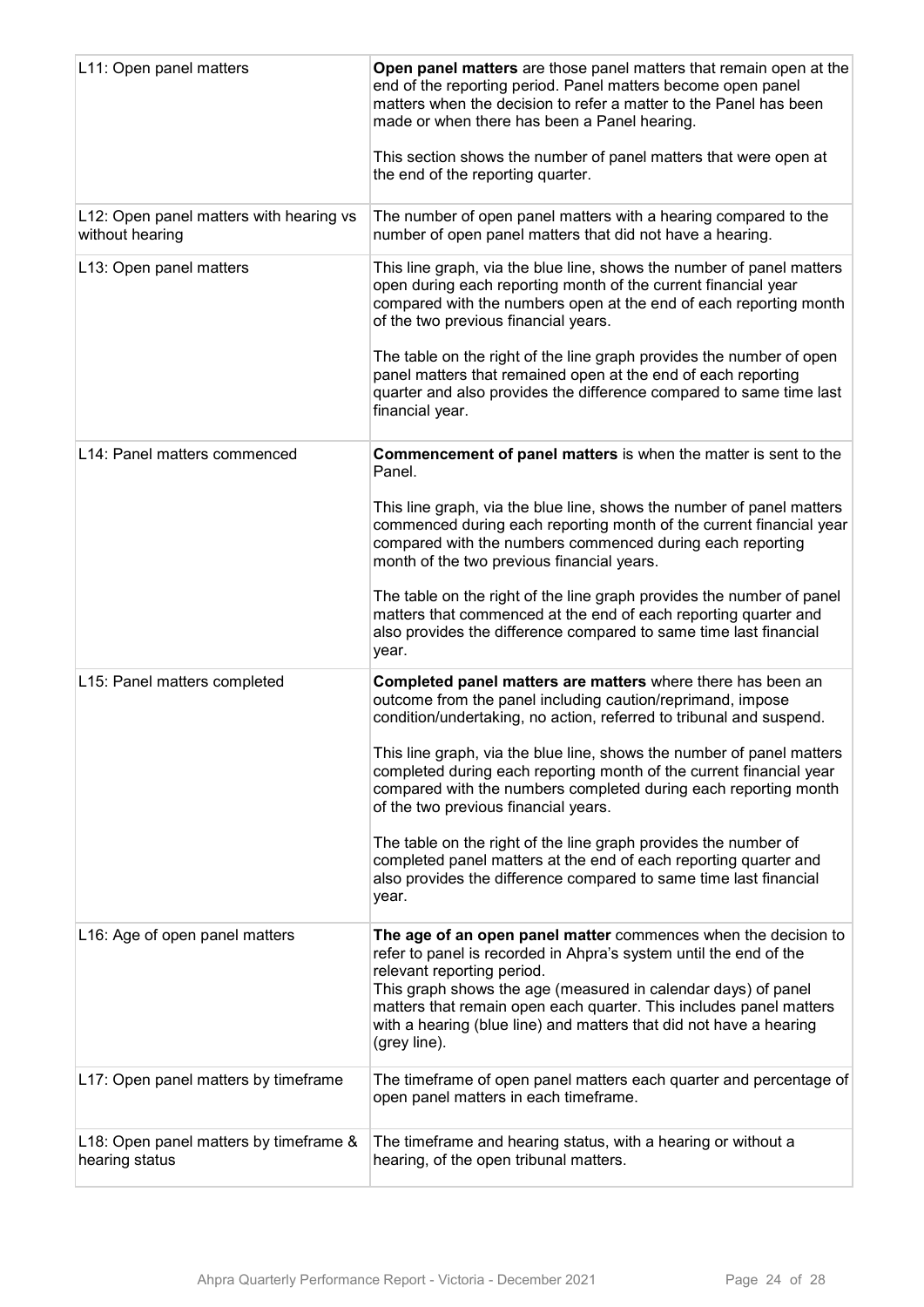| | |
|---|---|
| L11: Open panel matters | **Open panel matters** are those panel matters that remain open at the end of the reporting period. Panel matters become open panel matters when the decision to refer a matter to the Panel has been made or when there has been a Panel hearing.<br><br>This section shows the number of panel matters that were open at the end of the reporting quarter. |
| L12: Open panel matters with hearing vs without hearing | The number of open panel matters with a hearing compared to the number of open panel matters that did not have a hearing. |
| L13: Open panel matters | This line graph, via the blue line, shows the number of panel matters open during each reporting month of the current financial year compared with the numbers open at the end of each reporting month of the two previous financial years.<br><br>The table on the right of the line graph provides the number of open panel matters that remained open at the end of each reporting quarter and also provides the difference compared to same time last financial year. |
| L14: Panel matters commenced | **Commencement of panel matters** is when the matter is sent to the Panel.<br><br>This line graph, via the blue line, shows the number of panel matters commenced during each reporting month of the current financial year compared with the numbers commenced during each reporting month of the two previous financial years.<br><br>The table on the right of the line graph provides the number of panel matters that commenced at the end of each reporting quarter and also provides the difference compared to same time last financial year. |
| L15: Panel matters completed | **Completed panel matters are matters** where there has been an outcome from the panel including caution/reprimand, impose condition/undertaking, no action, referred to tribunal and suspend.<br><br>This line graph, via the blue line, shows the number of panel matters completed during each reporting month of the current financial year compared with the numbers completed during each reporting month of the two previous financial years.<br><br>The table on the right of the line graph provides the number of completed panel matters at the end of each reporting quarter and also provides the difference compared to same time last financial year. |
| L16: Age of open panel matters | **The age of an open panel matter** commences when the decision to refer to panel is recorded in Ahpra's system until the end of the relevant reporting period.<br>This graph shows the age (measured in calendar days) of panel matters that remain open each quarter. This includes panel matters with a hearing (blue line) and matters that did not have a hearing (grey line). |
| L17: Open panel matters by timeframe | The timeframe of open panel matters each quarter and percentage of open panel matters in each timeframe. |
| L18: Open panel matters by timeframe & hearing status | The timeframe and hearing status, with a hearing or without a hearing, of the open tribunal matters. |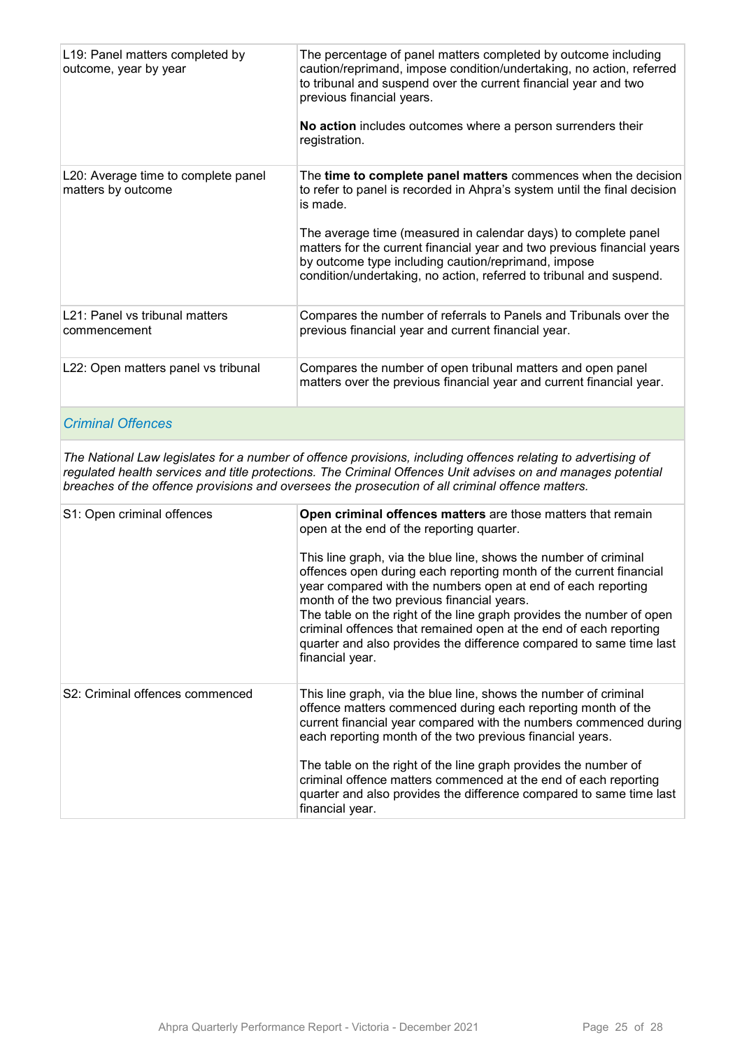| | |
|---|---|
| L19: Panel matters completed by outcome, year by year | The percentage of panel matters completed by outcome including caution/reprimand, impose condition/undertaking, no action, referred to tribunal and suspend over the current financial year and two previous financial years.<br><br>**No action** includes outcomes where a person surrenders their registration. |
| L20: Average time to complete panel matters by outcome | The **time to complete panel matters** commences when the decision to refer to panel is recorded in Ahpra's system until the final decision is made.<br><br>The average time (measured in calendar days) to complete panel matters for the current financial year and two previous financial years by outcome type including caution/reprimand, impose condition/undertaking, no action, referred to tribunal and suspend. |
| L21: Panel vs tribunal matters commencement | Compares the number of referrals to Panels and Tribunals over the previous financial year and current financial year. |
| L22: Open matters panel vs tribunal | Compares the number of open tribunal matters and open panel matters over the previous financial year and current financial year. |

## *Criminal Offences*

*The National Law legislates for a number of offence provisions, including offences relating to advertising of regulated health services and title protections. The Criminal Offences Unit advises on and manages potential breaches of the offence provisions and oversees the prosecution of all criminal offence matters.*

| | |
|---|---|
| S1: Open criminal offences | **Open criminal offences matters** are those matters that remain open at the end of the reporting quarter.<br><br>This line graph, via the blue line, shows the number of criminal offences open during each reporting month of the current financial year compared with the numbers open at end of each reporting month of the two previous financial years.<br>The table on the right of the line graph provides the number of open criminal offences that remained open at the end of each reporting quarter and also provides the difference compared to same time last financial year. |
| S2: Criminal offences commenced | This line graph, via the blue line, shows the number of criminal offence matters commenced during each reporting month of the current financial year compared with the numbers commenced during each reporting month of the two previous financial years.<br><br>The table on the right of the line graph provides the number of criminal offence matters commenced at the end of each reporting quarter and also provides the difference compared to same time last financial year. |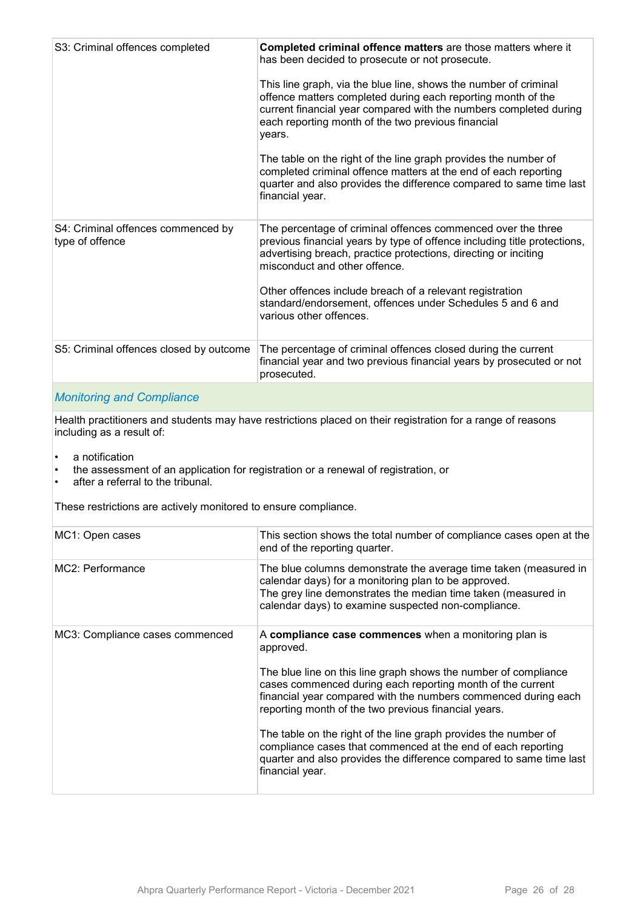| | |
|---|---|
| S3: Criminal offences completed | **Completed criminal offence matters** are those matters where it has been decided to prosecute or not prosecute.<br><br>This line graph, via the blue line, shows the number of criminal offence matters completed during each reporting month of the current financial year compared with the numbers completed during each reporting month of the two previous financial years.<br><br>The table on the right of the line graph provides the number of completed criminal offence matters at the end of each reporting quarter and also provides the difference compared to same time last financial year. |
| S4: Criminal offences commenced by type of offence | The percentage of criminal offences commenced over the three previous financial years by type of offence including title protections, advertising breach, practice protections, directing or inciting misconduct and other offence.<br><br>Other offences include breach of a relevant registration standard/endorsement, offences under Schedules 5 and 6 and various other offences. |
| S5: Criminal offences closed by outcome | The percentage of criminal offences closed during the current financial year and two previous financial years by prosecuted or not prosecuted. |

## *Monitoring and Compliance*

Health practitioners and students may have restrictions placed on their registration for a range of reasons including as a result of:

- a notification
- the assessment of an application for registration or a renewal of registration, or
- after a referral to the tribunal.

These restrictions are actively monitored to ensure compliance.

| | |
|---|---|
| MC1: Open cases | This section shows the total number of compliance cases open at the end of the reporting quarter. |
| MC2: Performance | The blue columns demonstrate the average time taken (measured in calendar days) for a monitoring plan to be approved.<br>The grey line demonstrates the median time taken (measured in calendar days) to examine suspected non-compliance. |
| MC3: Compliance cases commenced | A **compliance case commences** when a monitoring plan is approved.<br><br>The blue line on this line graph shows the number of compliance cases commenced during each reporting month of the current financial year compared with the numbers commenced during each reporting month of the two previous financial years.<br><br>The table on the right of the line graph provides the number of compliance cases that commenced at the end of each reporting quarter and also provides the difference compared to same time last financial year. |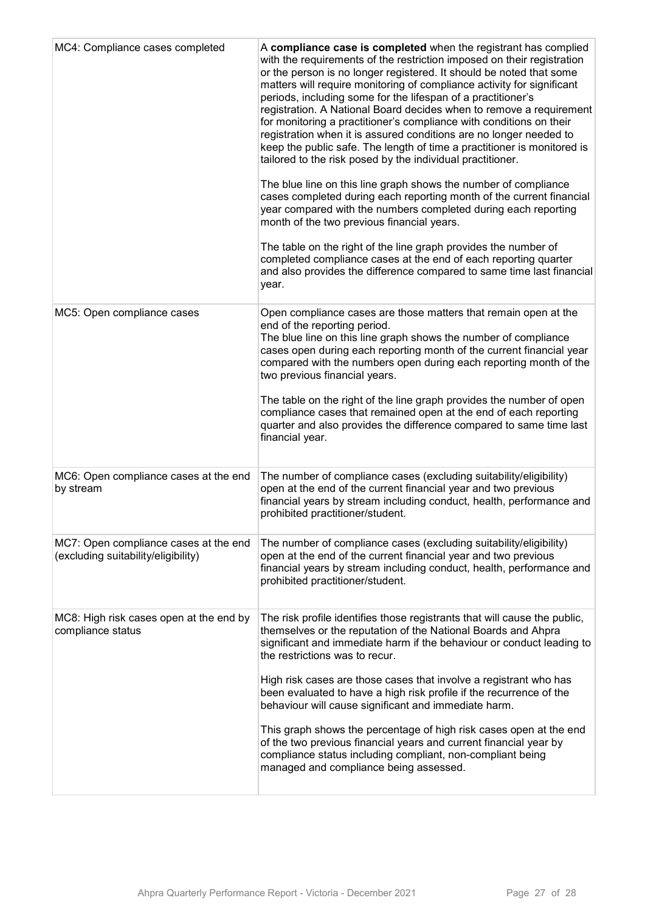| | |
|---|---|
| MC4: Compliance cases completed | A **compliance case is completed** when the registrant has complied with the requirements of the restriction imposed on their registration or the person is no longer registered. It should be noted that some matters will require monitoring of compliance activity for significant periods, including some for the lifespan of a practitioner's registration. A National Board decides when to remove a requirement for monitoring a practitioner's compliance with conditions on their registration when it is assured conditions are no longer needed to keep the public safe. The length of time a practitioner is monitored is tailored to the risk posed by the individual practitioner.<br><br>The blue line on this line graph shows the number of compliance cases completed during each reporting month of the current financial year compared with the numbers completed during each reporting month of the two previous financial years.<br><br>The table on the right of the line graph provides the number of completed compliance cases at the end of each reporting quarter and also provides the difference compared to same time last financial year. |
| MC5: Open compliance cases | Open compliance cases are those matters that remain open at the end of the reporting period.<br>The blue line on this line graph shows the number of compliance cases open during each reporting month of the current financial year compared with the numbers open during each reporting month of the two previous financial years.<br><br>The table on the right of the line graph provides the number of open compliance cases that remained open at the end of each reporting quarter and also provides the difference compared to same time last financial year. |
| MC6: Open compliance cases at the end by stream | The number of compliance cases (excluding suitability/eligibility) open at the end of the current financial year and two previous financial years by stream including conduct, health, performance and prohibited practitioner/student. |
| MC7: Open compliance cases at the end (excluding suitability/eligibility) | The number of compliance cases (excluding suitability/eligibility) open at the end of the current financial year and two previous financial years by stream including conduct, health, performance and prohibited practitioner/student. |
| MC8: High risk cases open at the end by compliance status | The risk profile identifies those registrants that will cause the public, themselves or the reputation of the National Boards and Ahpra significant and immediate harm if the behaviour or conduct leading to the restrictions was to recur.<br><br>High risk cases are those cases that involve a registrant who has been evaluated to have a high risk profile if the recurrence of the behaviour will cause significant and immediate harm.<br><br>This graph shows the percentage of high risk cases open at the end of the two previous financial years and current financial year by compliance status including compliant, non-compliant being managed and compliance being assessed. |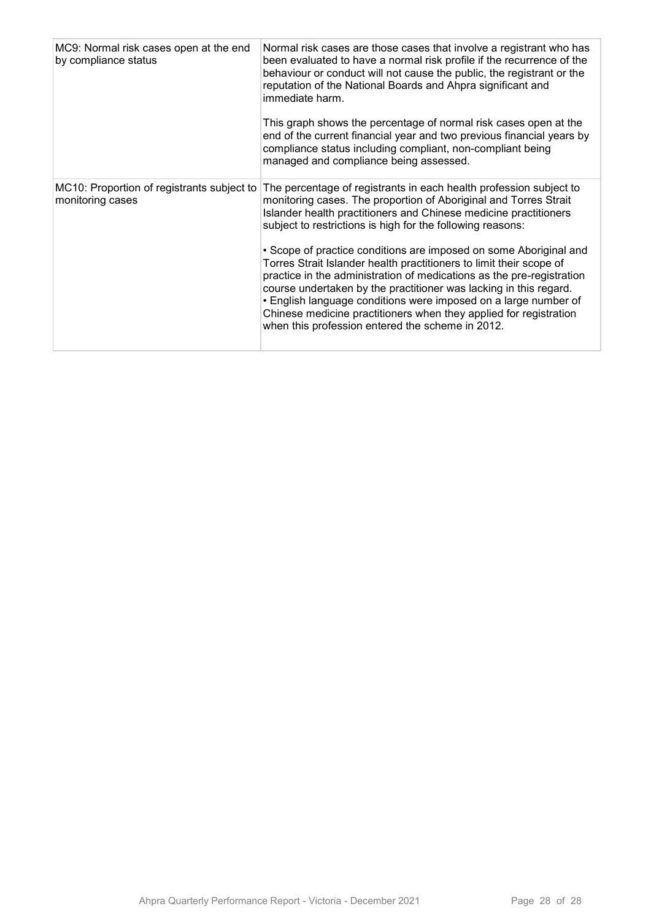| | |
|---|---|
| MC9: Normal risk cases open at the end by compliance status | Normal risk cases are those cases that involve a registrant who has been evaluated to have a normal risk profile if the recurrence of the behaviour or conduct will not cause the public, the registrant or the reputation of the National Boards and Ahpra significant and immediate harm.<br><br>This graph shows the percentage of normal risk cases open at the end of the current financial year and two previous financial years by compliance status including compliant, non-compliant being managed and compliance being assessed. |
| MC10: Proportion of registrants subject to monitoring cases | The percentage of registrants in each health profession subject to monitoring cases. The proportion of Aboriginal and Torres Strait Islander health practitioners and Chinese medicine practitioners subject to restrictions is high for the following reasons:<br><br>• Scope of practice conditions are imposed on some Aboriginal and Torres Strait Islander health practitioners to limit their scope of practice in the administration of medications as the pre-registration course undertaken by the practitioner was lacking in this regard.<br>• English language conditions were imposed on a large number of Chinese medicine practitioners when they applied for registration when this profession entered the scheme in 2012. |